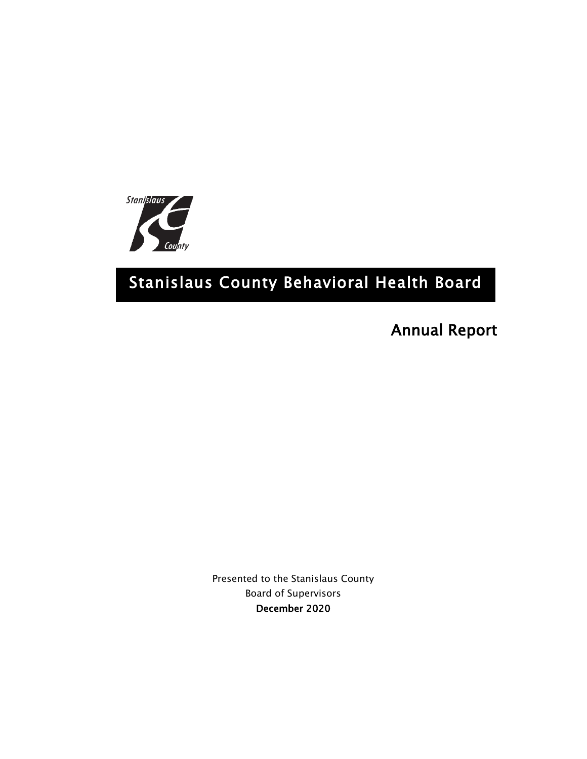# Stanislaus County Behavioral Health Board

## Annual Report

Presented to the Stanislaus County

Board of Supervisors

**December 2020**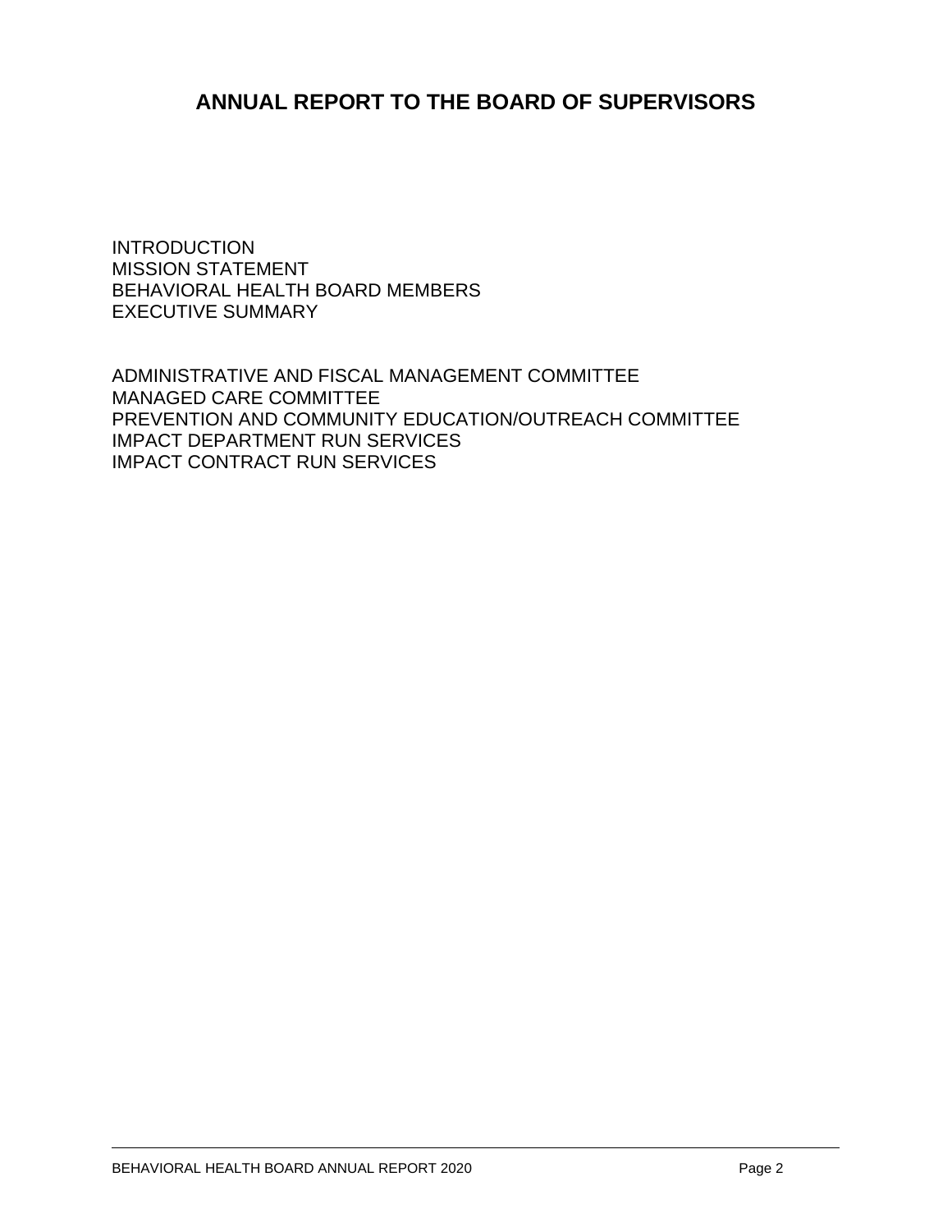# ANNUAL REPORT TO THE BOARD OF SUPERVISORS

INTRODUCTION
MISSION STATEMENT
BEHAVIORAL HEALTH BOARD MEMBERS
EXECUTIVE SUMMARY

ADMINISTRATIVE AND FISCAL MANAGEMENT COMMITTEE
MANAGED CARE COMMITTEE
PREVENTION AND COMMUNITY EDUCATION/OUTREACH COMMITTEE
IMPACT DEPARTMENT RUN SERVICES
IMPACT CONTRACT RUN SERVICES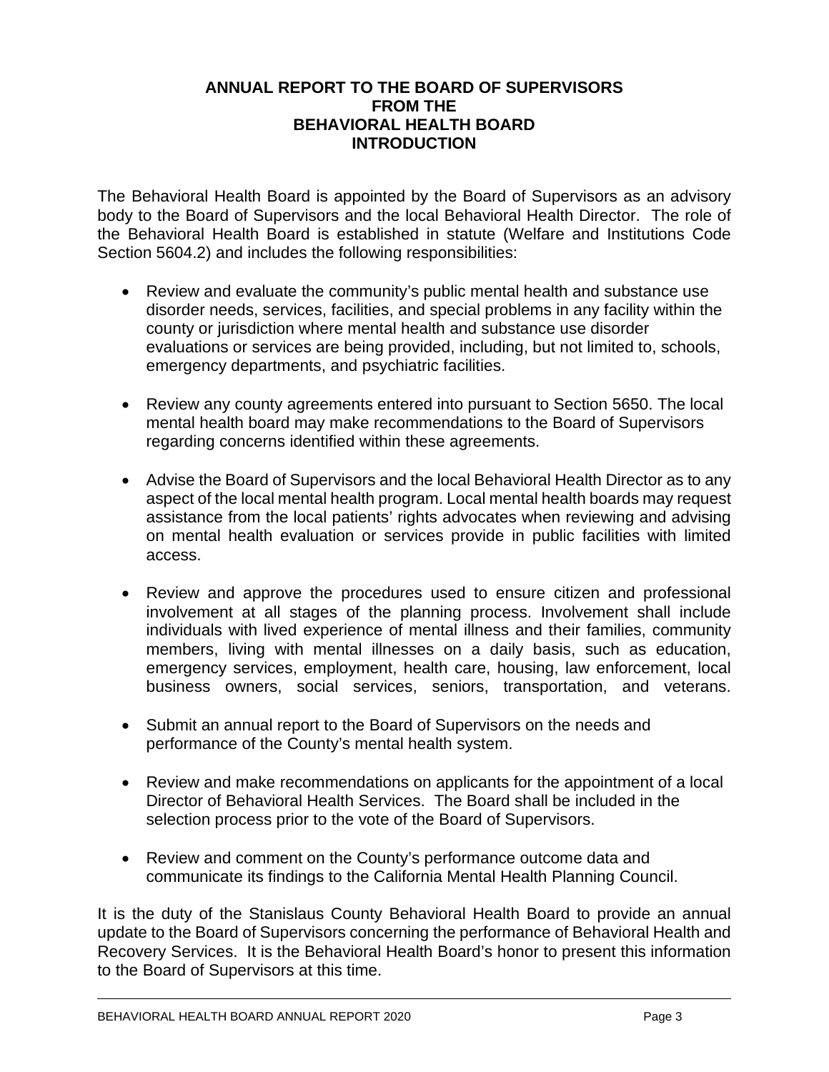# ANNUAL REPORT TO THE BOARD OF SUPERVISORS FROM THE BEHAVIORAL HEALTH BOARD INTRODUCTION

The Behavioral Health Board is appointed by the Board of Supervisors as an advisory body to the Board of Supervisors and the local Behavioral Health Director. The role of the Behavioral Health Board is established in statute (Welfare and Institutions Code Section 5604.2) and includes the following responsibilities:

- Review and evaluate the community's public mental health and substance use disorder needs, services, facilities, and special problems in any facility within the county or jurisdiction where mental health and substance use disorder evaluations or services are being provided, including, but not limited to, schools, emergency departments, and psychiatric facilities.

- Review any county agreements entered into pursuant to Section 5650. The local mental health board may make recommendations to the Board of Supervisors regarding concerns identified within these agreements.

- Advise the Board of Supervisors and the local Behavioral Health Director as to any aspect of the local mental health program. Local mental health boards may request assistance from the local patients' rights advocates when reviewing and advising on mental health evaluation or services provide in public facilities with limited access.

- Review and approve the procedures used to ensure citizen and professional involvement at all stages of the planning process. Involvement shall include individuals with lived experience of mental illness and their families, community members, living with mental illnesses on a daily basis, such as education, emergency services, employment, health care, housing, law enforcement, local business owners, social services, seniors, transportation, and veterans.

- Submit an annual report to the Board of Supervisors on the needs and performance of the County's mental health system.

- Review and make recommendations on applicants for the appointment of a local Director of Behavioral Health Services. The Board shall be included in the selection process prior to the vote of the Board of Supervisors.

- Review and comment on the County's performance outcome data and communicate its findings to the California Mental Health Planning Council.

It is the duty of the Stanislaus County Behavioral Health Board to provide an annual update to the Board of Supervisors concerning the performance of Behavioral Health and Recovery Services. It is the Behavioral Health Board's honor to present this information to the Board of Supervisors at this time.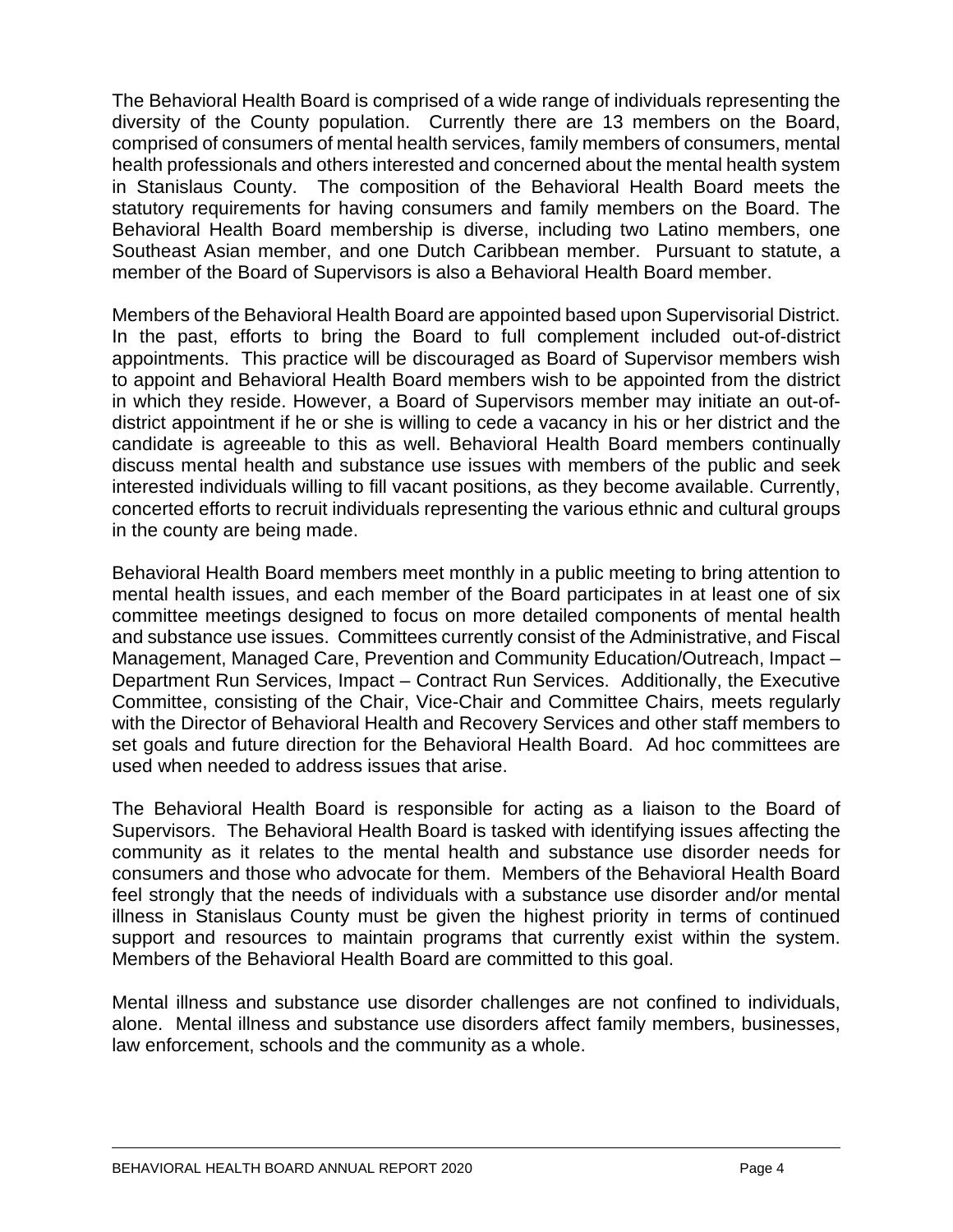The Behavioral Health Board is comprised of a wide range of individuals representing the diversity of the County population. Currently there are 13 members on the Board, comprised of consumers of mental health services, family members of consumers, mental health professionals and others interested and concerned about the mental health system in Stanislaus County. The composition of the Behavioral Health Board meets the statutory requirements for having consumers and family members on the Board. The Behavioral Health Board membership is diverse, including two Latino members, one Southeast Asian member, and one Dutch Caribbean member. Pursuant to statute, a member of the Board of Supervisors is also a Behavioral Health Board member.

Members of the Behavioral Health Board are appointed based upon Supervisorial District. In the past, efforts to bring the Board to full complement included out-of-district appointments. This practice will be discouraged as Board of Supervisor members wish to appoint and Behavioral Health Board members wish to be appointed from the district in which they reside. However, a Board of Supervisors member may initiate an out-of-district appointment if he or she is willing to cede a vacancy in his or her district and the candidate is agreeable to this as well. Behavioral Health Board members continually discuss mental health and substance use issues with members of the public and seek interested individuals willing to fill vacant positions, as they become available. Currently, concerted efforts to recruit individuals representing the various ethnic and cultural groups in the county are being made.

Behavioral Health Board members meet monthly in a public meeting to bring attention to mental health issues, and each member of the Board participates in at least one of six committee meetings designed to focus on more detailed components of mental health and substance use issues. Committees currently consist of the Administrative, and Fiscal Management, Managed Care, Prevention and Community Education/Outreach, Impact – Department Run Services, Impact – Contract Run Services. Additionally, the Executive Committee, consisting of the Chair, Vice-Chair and Committee Chairs, meets regularly with the Director of Behavioral Health and Recovery Services and other staff members to set goals and future direction for the Behavioral Health Board. Ad hoc committees are used when needed to address issues that arise.

The Behavioral Health Board is responsible for acting as a liaison to the Board of Supervisors. The Behavioral Health Board is tasked with identifying issues affecting the community as it relates to the mental health and substance use disorder needs for consumers and those who advocate for them. Members of the Behavioral Health Board feel strongly that the needs of individuals with a substance use disorder and/or mental illness in Stanislaus County must be given the highest priority in terms of continued support and resources to maintain programs that currently exist within the system. Members of the Behavioral Health Board are committed to this goal.

Mental illness and substance use disorder challenges are not confined to individuals, alone. Mental illness and substance use disorders affect family members, businesses, law enforcement, schools and the community as a whole.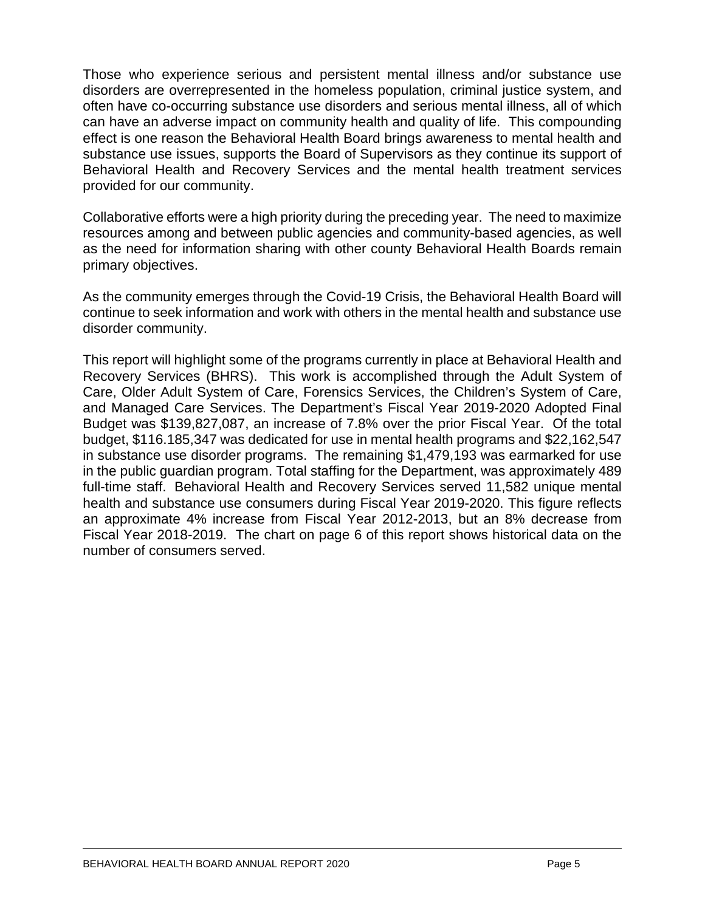Those who experience serious and persistent mental illness and/or substance use disorders are overrepresented in the homeless population, criminal justice system, and often have co-occurring substance use disorders and serious mental illness, all of which can have an adverse impact on community health and quality of life. This compounding effect is one reason the Behavioral Health Board brings awareness to mental health and substance use issues, supports the Board of Supervisors as they continue its support of Behavioral Health and Recovery Services and the mental health treatment services provided for our community.

Collaborative efforts were a high priority during the preceding year. The need to maximize resources among and between public agencies and community-based agencies, as well as the need for information sharing with other county Behavioral Health Boards remain primary objectives.

As the community emerges through the Covid-19 Crisis, the Behavioral Health Board will continue to seek information and work with others in the mental health and substance use disorder community.

This report will highlight some of the programs currently in place at Behavioral Health and Recovery Services (BHRS). This work is accomplished through the Adult System of Care, Older Adult System of Care, Forensics Services, the Children's System of Care, and Managed Care Services. The Department's Fiscal Year 2019-2020 Adopted Final Budget was $139,827,087, an increase of 7.8% over the prior Fiscal Year. Of the total budget, $116.185,347 was dedicated for use in mental health programs and $22,162,547 in substance use disorder programs. The remaining $1,479,193 was earmarked for use in the public guardian program. Total staffing for the Department, was approximately 489 full-time staff. Behavioral Health and Recovery Services served 11,582 unique mental health and substance use consumers during Fiscal Year 2019-2020. This figure reflects an approximate 4% increase from Fiscal Year 2012-2013, but an 8% decrease from Fiscal Year 2018-2019. The chart on page 6 of this report shows historical data on the number of consumers served.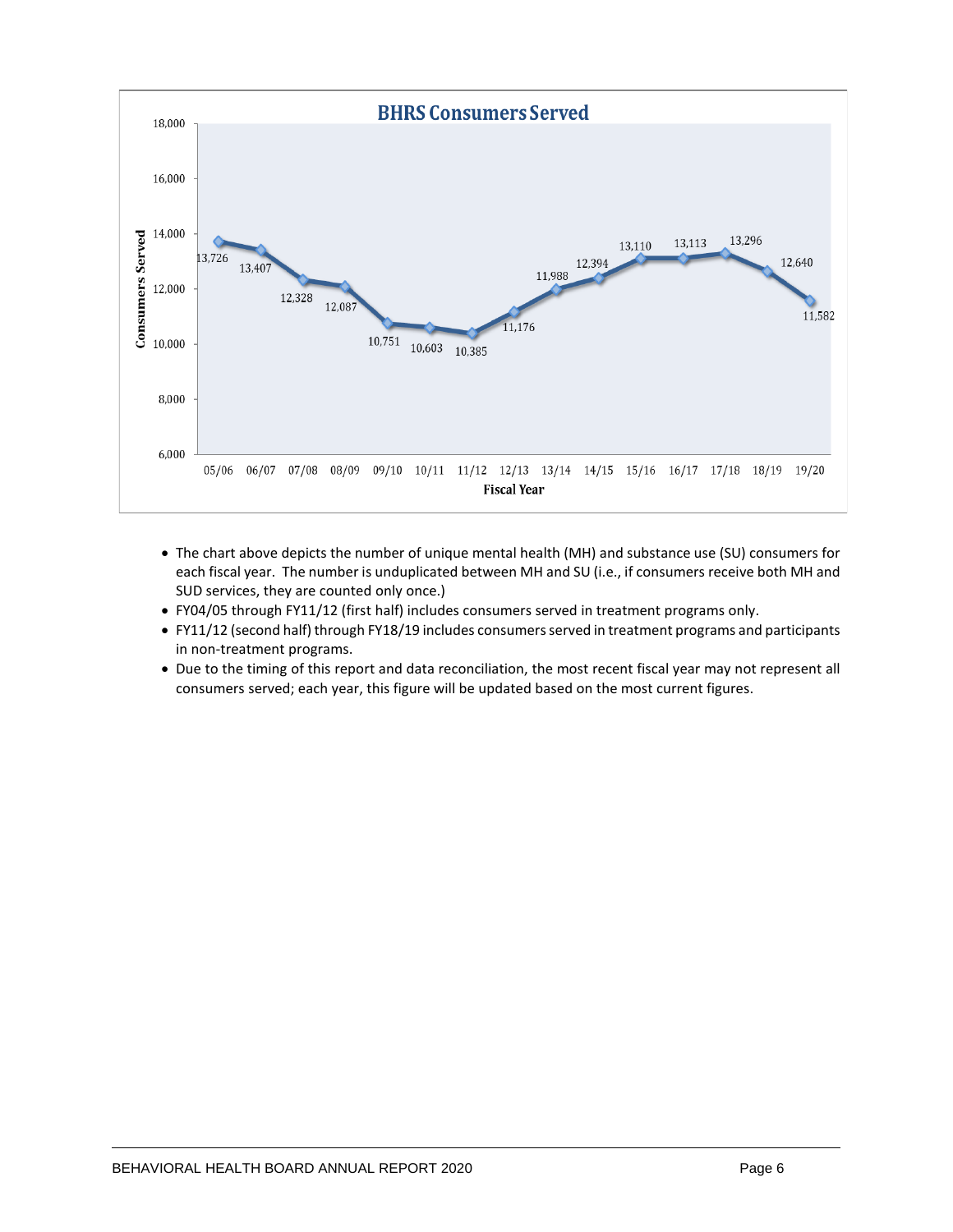## BHRS Consumers Served

| Fiscal Year | Consumers Served |
| --- | --- |
| 05/06 | 13,726 |
| 06/07 | 13,407 |
| 07/08 | 12,328 |
| 08/09 | 12,087 |
| 09/10 | 10,751 |
| 10/11 | 10,603 |
| 11/12 | 10,385 |
| 12/13 | 11,176 |
| 13/14 | 11,988 |
| 14/15 | 12,394 |
| 15/16 | 13,110 |
| 16/17 | 13,113 |
| 17/18 | 13,296 |
| 18/19 | 12,640 |
| 19/20 | 11,582 |

- The chart above depicts the number of unique mental health (MH) and substance use (SU) consumers for each fiscal year. The number is unduplicated between MH and SU (i.e., if consumers receive both MH and SUD services, they are counted only once.)
- FY04/05 through FY11/12 (first half) includes consumers served in treatment programs only.
- FY11/12 (second half) through FY18/19 includes consumers served in treatment programs and participants in non-treatment programs.
- Due to the timing of this report and data reconciliation, the most recent fiscal year may not represent all consumers served; each year, this figure will be updated based on the most current figures.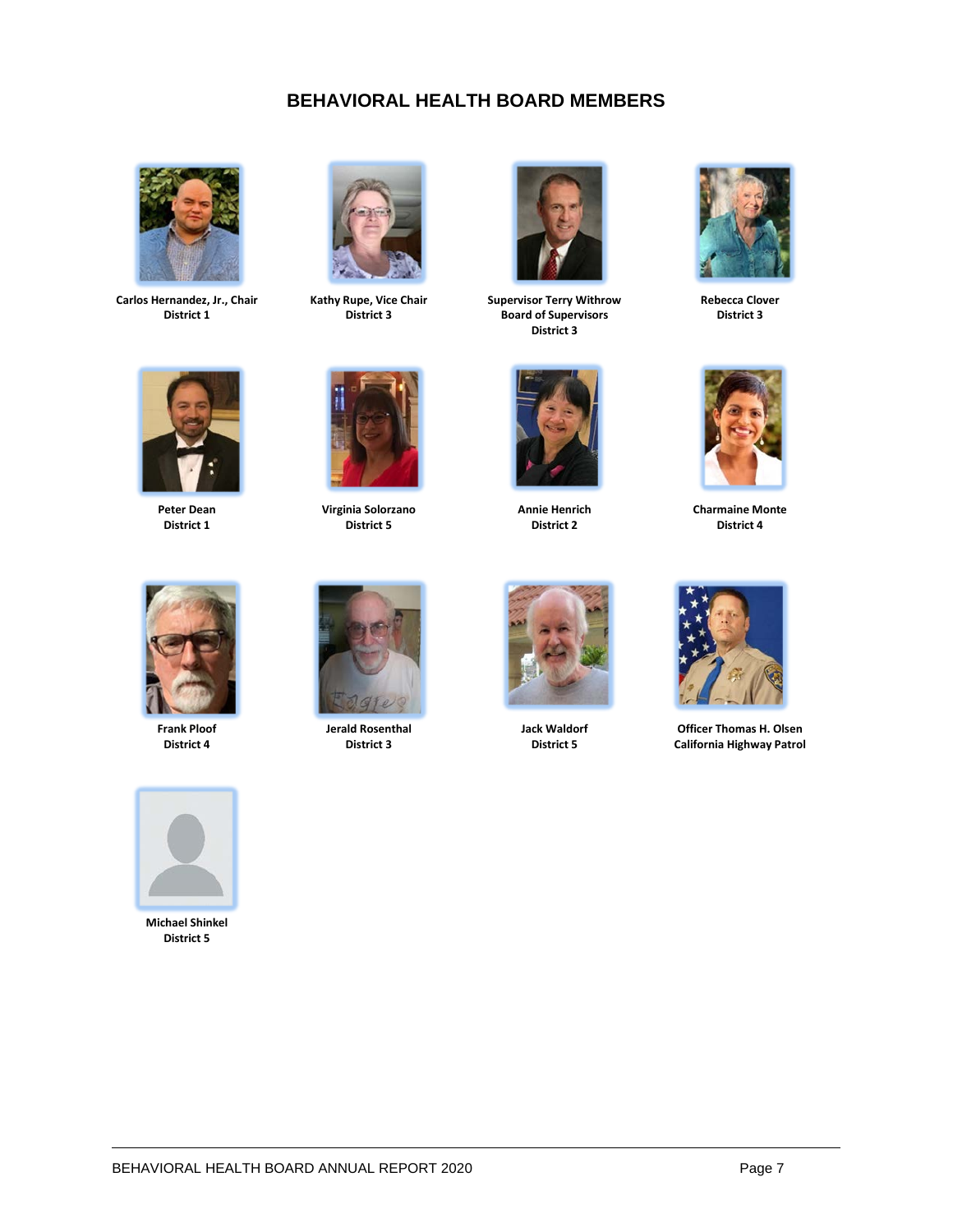# BEHAVIORAL HEALTH BOARD MEMBERS

**Carlos Hernandez, Jr., Chair**
**District 1**

**Kathy Rupe, Vice Chair**
**District 3**

**Supervisor Terry Withrow**
**Board of Supervisors**
**District 3**

**Rebecca Clover**
**District 3**

**Peter Dean**
**District 1**

**Virginia Solorzano**
**District 5**

**Annie Henrich**
**District 2**

**Charmaine Monte**
**District 4**

**Frank Ploof**
**District 4**

**Jerald Rosenthal**
**District 3**

**Jack Waldorf**
**District 5**

**Officer Thomas H. Olsen**
**California Highway Patrol**

**Michael Shinkel**
**District 5**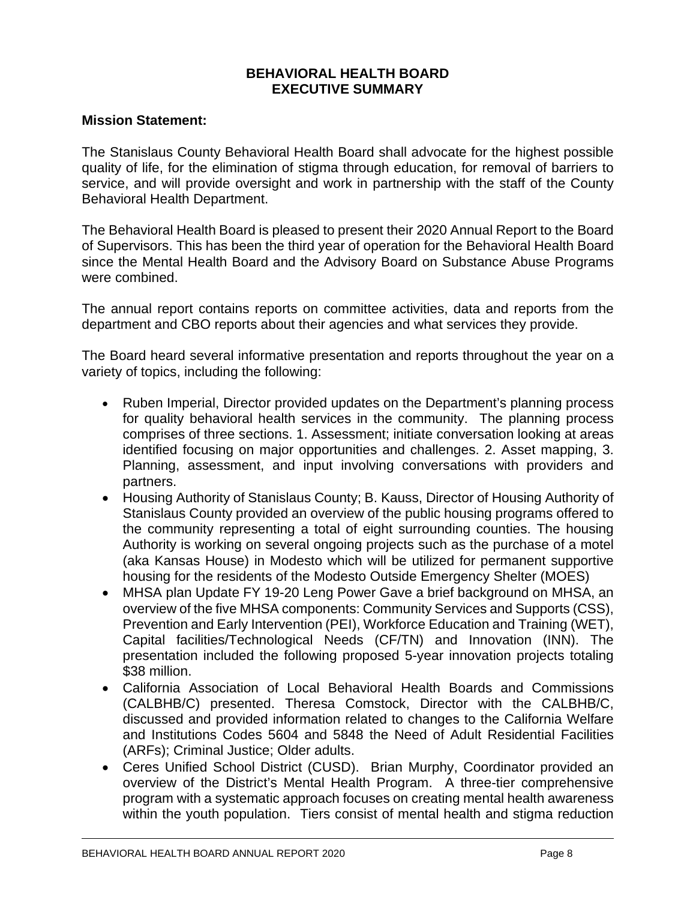# BEHAVIORAL HEALTH BOARD
# EXECUTIVE SUMMARY

**Mission Statement:**

The Stanislaus County Behavioral Health Board shall advocate for the highest possible quality of life, for the elimination of stigma through education, for removal of barriers to service, and will provide oversight and work in partnership with the staff of the County Behavioral Health Department.

The Behavioral Health Board is pleased to present their 2020 Annual Report to the Board of Supervisors. This has been the third year of operation for the Behavioral Health Board since the Mental Health Board and the Advisory Board on Substance Abuse Programs were combined.

The annual report contains reports on committee activities, data and reports from the department and CBO reports about their agencies and what services they provide.

The Board heard several informative presentation and reports throughout the year on a variety of topics, including the following:

- Ruben Imperial, Director provided updates on the Department's planning process for quality behavioral health services in the community. The planning process comprises of three sections. 1. Assessment; initiate conversation looking at areas identified focusing on major opportunities and challenges. 2. Asset mapping, 3. Planning, assessment, and input involving conversations with providers and partners.
- Housing Authority of Stanislaus County; B. Kauss, Director of Housing Authority of Stanislaus County provided an overview of the public housing programs offered to the community representing a total of eight surrounding counties. The housing Authority is working on several ongoing projects such as the purchase of a motel (aka Kansas House) in Modesto which will be utilized for permanent supportive housing for the residents of the Modesto Outside Emergency Shelter (MOES)
- MHSA plan Update FY 19-20 Leng Power Gave a brief background on MHSA, an overview of the five MHSA components: Community Services and Supports (CSS), Prevention and Early Intervention (PEI), Workforce Education and Training (WET), Capital facilities/Technological Needs (CF/TN) and Innovation (INN). The presentation included the following proposed 5-year innovation projects totaling $38 million.
- California Association of Local Behavioral Health Boards and Commissions (CALBHB/C) presented. Theresa Comstock, Director with the CALBHB/C, discussed and provided information related to changes to the California Welfare and Institutions Codes 5604 and 5848 the Need of Adult Residential Facilities (ARFs); Criminal Justice; Older adults.
- Ceres Unified School District (CUSD). Brian Murphy, Coordinator provided an overview of the District's Mental Health Program. A three-tier comprehensive program with a systematic approach focuses on creating mental health awareness within the youth population. Tiers consist of mental health and stigma reduction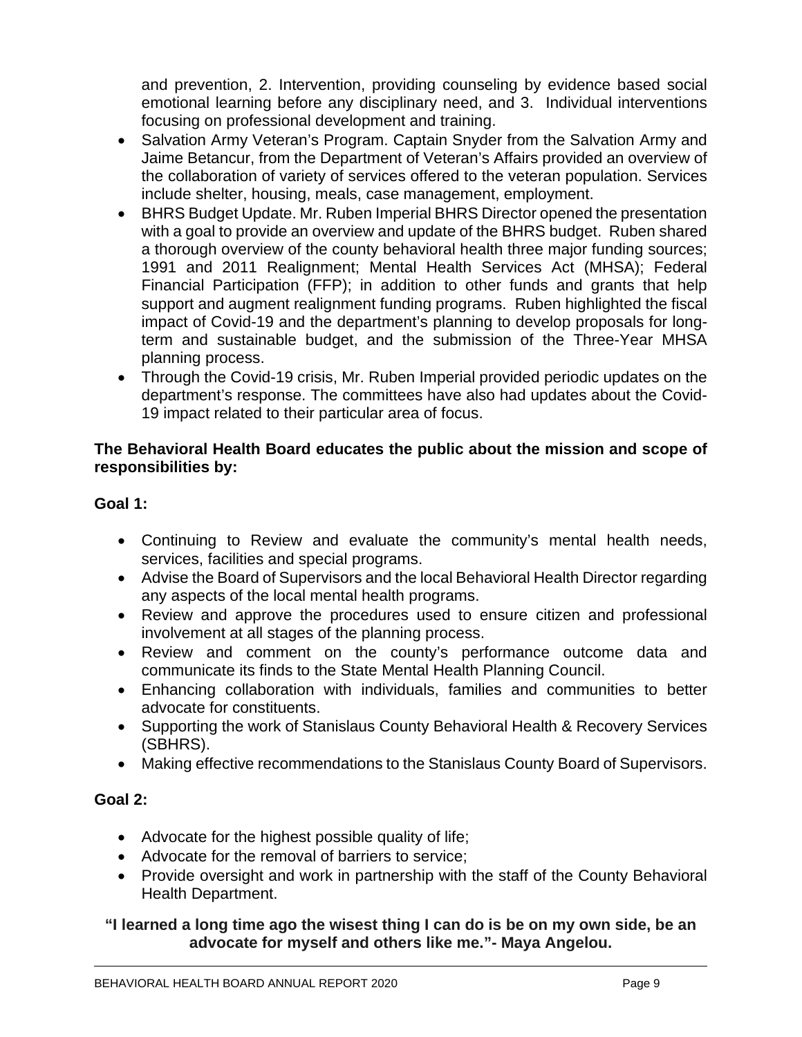and prevention, 2. Intervention, providing counseling by evidence based social emotional learning before any disciplinary need, and 3. Individual interventions focusing on professional development and training.

- Salvation Army Veteran's Program. Captain Snyder from the Salvation Army and Jaime Betancur, from the Department of Veteran's Affairs provided an overview of the collaboration of variety of services offered to the veteran population. Services include shelter, housing, meals, case management, employment.
- BHRS Budget Update. Mr. Ruben Imperial BHRS Director opened the presentation with a goal to provide an overview and update of the BHRS budget. Ruben shared a thorough overview of the county behavioral health three major funding sources; 1991 and 2011 Realignment; Mental Health Services Act (MHSA); Federal Financial Participation (FFP); in addition to other funds and grants that help support and augment realignment funding programs. Ruben highlighted the fiscal impact of Covid-19 and the department's planning to develop proposals for long-term and sustainable budget, and the submission of the Three-Year MHSA planning process.
- Through the Covid-19 crisis, Mr. Ruben Imperial provided periodic updates on the department's response. The committees have also had updates about the Covid-19 impact related to their particular area of focus.

**The Behavioral Health Board educates the public about the mission and scope of responsibilities by:**

**Goal 1:**

- Continuing to Review and evaluate the community's mental health needs, services, facilities and special programs.
- Advise the Board of Supervisors and the local Behavioral Health Director regarding any aspects of the local mental health programs.
- Review and approve the procedures used to ensure citizen and professional involvement at all stages of the planning process.
- Review and comment on the county's performance outcome data and communicate its finds to the State Mental Health Planning Council.
- Enhancing collaboration with individuals, families and communities to better advocate for constituents.
- Supporting the work of Stanislaus County Behavioral Health & Recovery Services (SBHRS).
- Making effective recommendations to the Stanislaus County Board of Supervisors.

**Goal 2:**

- Advocate for the highest possible quality of life;
- Advocate for the removal of barriers to service;
- Provide oversight and work in partnership with the staff of the County Behavioral Health Department.

**"I learned a long time ago the wisest thing I can do is be on my own side, be an advocate for myself and others like me."- Maya Angelou.**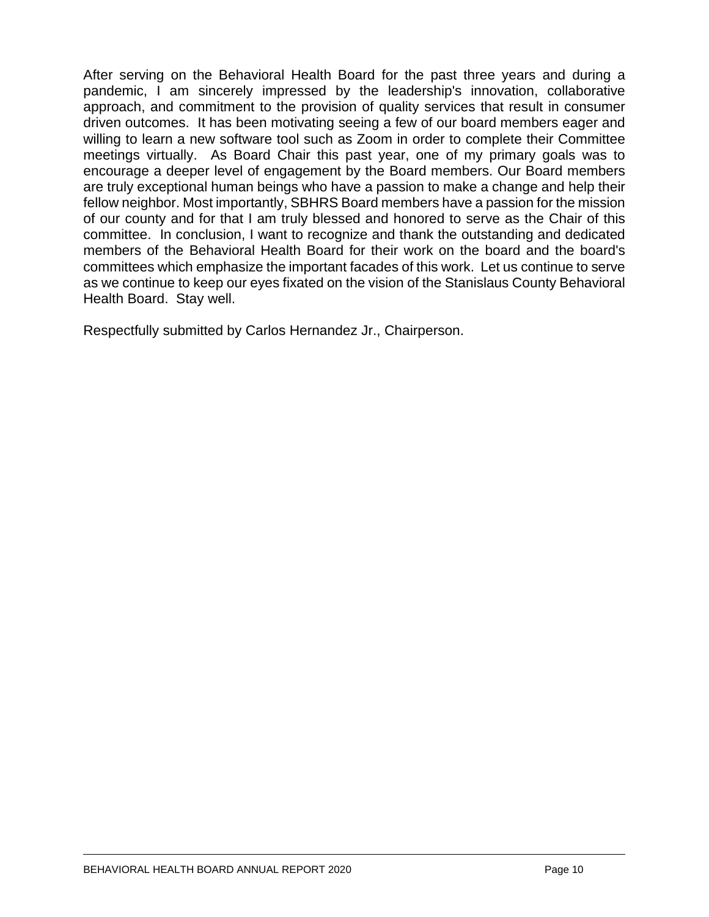After serving on the Behavioral Health Board for the past three years and during a pandemic, I am sincerely impressed by the leadership's innovation, collaborative approach, and commitment to the provision of quality services that result in consumer driven outcomes. It has been motivating seeing a few of our board members eager and willing to learn a new software tool such as Zoom in order to complete their Committee meetings virtually. As Board Chair this past year, one of my primary goals was to encourage a deeper level of engagement by the Board members. Our Board members are truly exceptional human beings who have a passion to make a change and help their fellow neighbor. Most importantly, SBHRS Board members have a passion for the mission of our county and for that I am truly blessed and honored to serve as the Chair of this committee. In conclusion, I want to recognize and thank the outstanding and dedicated members of the Behavioral Health Board for their work on the board and the board's committees which emphasize the important facades of this work. Let us continue to serve as we continue to keep our eyes fixated on the vision of the Stanislaus County Behavioral Health Board. Stay well.

Respectfully submitted by Carlos Hernandez Jr., Chairperson.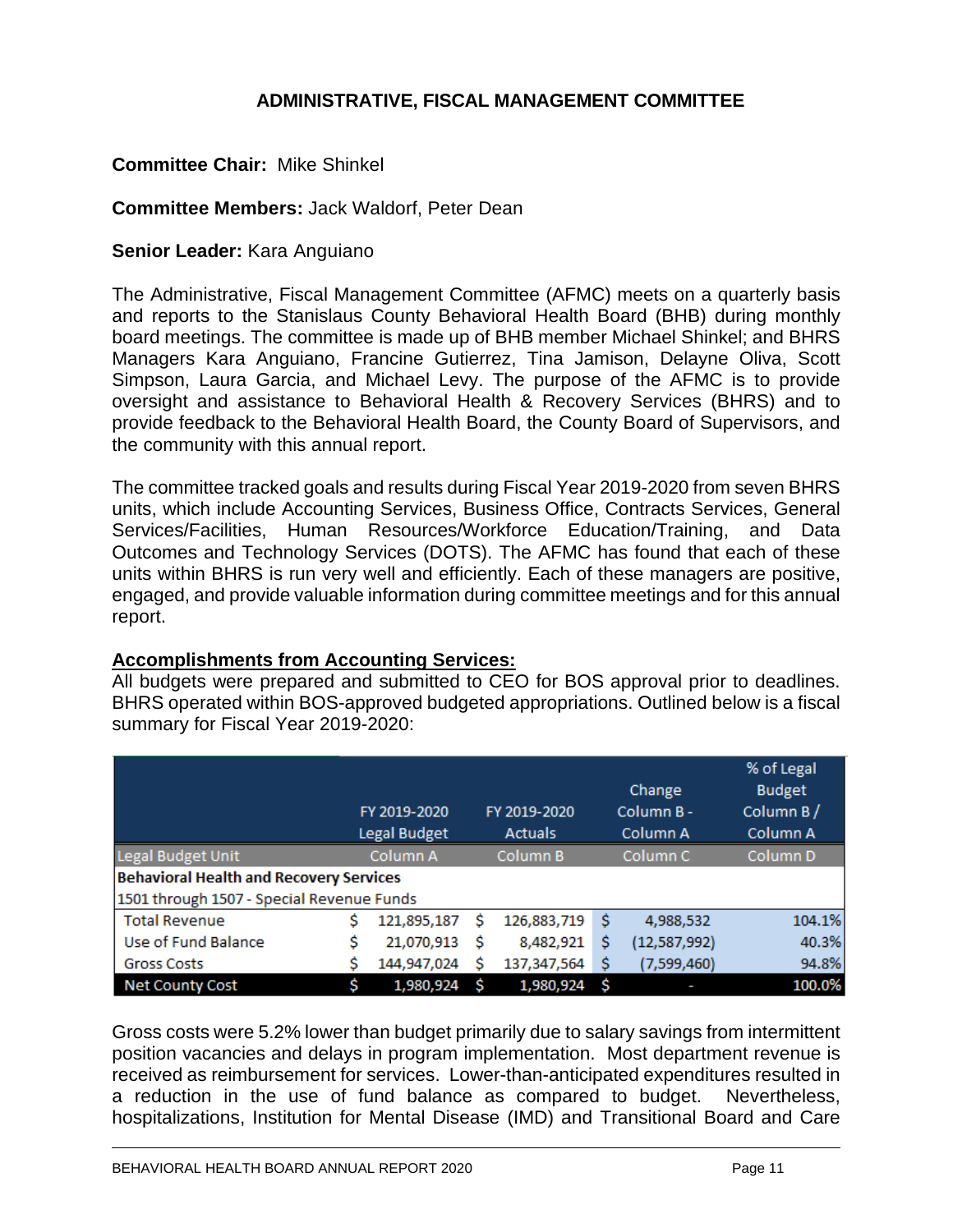## ADMINISTRATIVE, FISCAL MANAGEMENT COMMITTEE

**Committee Chair:** Mike Shinkel

**Committee Members:** Jack Waldorf, Peter Dean

**Senior Leader:** Kara Anguiano

The Administrative, Fiscal Management Committee (AFMC) meets on a quarterly basis and reports to the Stanislaus County Behavioral Health Board (BHB) during monthly board meetings. The committee is made up of BHB member Michael Shinkel; and BHRS Managers Kara Anguiano, Francine Gutierrez, Tina Jamison, Delayne Oliva, Scott Simpson, Laura Garcia, and Michael Levy. The purpose of the AFMC is to provide oversight and assistance to Behavioral Health & Recovery Services (BHRS) and to provide feedback to the Behavioral Health Board, the County Board of Supervisors, and the community with this annual report.

The committee tracked goals and results during Fiscal Year 2019-2020 from seven BHRS units, which include Accounting Services, Business Office, Contracts Services, General Services/Facilities, Human Resources/Workforce Education/Training, and Data Outcomes and Technology Services (DOTS). The AFMC has found that each of these units within BHRS is run very well and efficiently. Each of these managers are positive, engaged, and provide valuable information during committee meetings and for this annual report.

**Accomplishments from Accounting Services:**

All budgets were prepared and submitted to CEO for BOS approval prior to deadlines. BHRS operated within BOS-approved budgeted appropriations. Outlined below is a fiscal summary for Fiscal Year 2019-2020:

| Legal Budget Unit | FY 2019-2020 Legal Budget<br>Column A | FY 2019-2020 Actuals<br>Column B | Change Column B - Column A<br>Column C | % of Legal Budget Column B / Column A<br>Column D |
|---|---|---|---|---|
| **Behavioral Health and Recovery Services** | | | | |
| 1501 through 1507 - Special Revenue Funds | | | | |
| Total Revenue | $ 121,895,187 | $ 126,883,719 | $ 4,988,532 | 104.1% |
| Use of Fund Balance | $ 21,070,913 | $ 8,482,921 | $ (12,587,992) | 40.3% |
| Gross Costs | $ 144,947,024 | $ 137,347,564 | $ (7,599,460) | 94.8% |
| Net County Cost | $ 1,980,924 | $ 1,980,924 | $ - | 100.0% |

Gross costs were 5.2% lower than budget primarily due to salary savings from intermittent position vacancies and delays in program implementation. Most department revenue is received as reimbursement for services. Lower-than-anticipated expenditures resulted in a reduction in the use of fund balance as compared to budget. Nevertheless, hospitalizations, Institution for Mental Disease (IMD) and Transitional Board and Care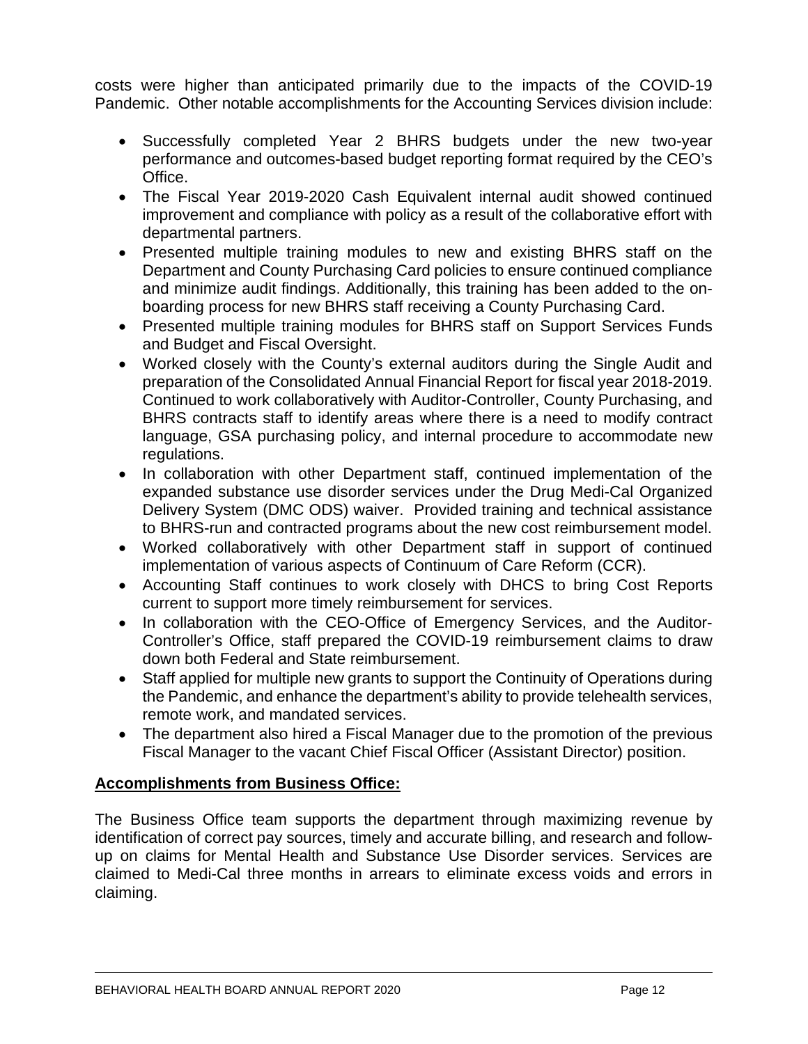costs were higher than anticipated primarily due to the impacts of the COVID-19 Pandemic. Other notable accomplishments for the Accounting Services division include:

- Successfully completed Year 2 BHRS budgets under the new two-year performance and outcomes-based budget reporting format required by the CEO's Office.
- The Fiscal Year 2019-2020 Cash Equivalent internal audit showed continued improvement and compliance with policy as a result of the collaborative effort with departmental partners.
- Presented multiple training modules to new and existing BHRS staff on the Department and County Purchasing Card policies to ensure continued compliance and minimize audit findings. Additionally, this training has been added to the on-boarding process for new BHRS staff receiving a County Purchasing Card.
- Presented multiple training modules for BHRS staff on Support Services Funds and Budget and Fiscal Oversight.
- Worked closely with the County's external auditors during the Single Audit and preparation of the Consolidated Annual Financial Report for fiscal year 2018-2019. Continued to work collaboratively with Auditor-Controller, County Purchasing, and BHRS contracts staff to identify areas where there is a need to modify contract language, GSA purchasing policy, and internal procedure to accommodate new regulations.
- In collaboration with other Department staff, continued implementation of the expanded substance use disorder services under the Drug Medi-Cal Organized Delivery System (DMC ODS) waiver. Provided training and technical assistance to BHRS-run and contracted programs about the new cost reimbursement model.
- Worked collaboratively with other Department staff in support of continued implementation of various aspects of Continuum of Care Reform (CCR).
- Accounting Staff continues to work closely with DHCS to bring Cost Reports current to support more timely reimbursement for services.
- In collaboration with the CEO-Office of Emergency Services, and the Auditor-Controller's Office, staff prepared the COVID-19 reimbursement claims to draw down both Federal and State reimbursement.
- Staff applied for multiple new grants to support the Continuity of Operations during the Pandemic, and enhance the department's ability to provide telehealth services, remote work, and mandated services.
- The department also hired a Fiscal Manager due to the promotion of the previous Fiscal Manager to the vacant Chief Fiscal Officer (Assistant Director) position.

**Accomplishments from Business Office:**

The Business Office team supports the department through maximizing revenue by identification of correct pay sources, timely and accurate billing, and research and follow-up on claims for Mental Health and Substance Use Disorder services. Services are claimed to Medi-Cal three months in arrears to eliminate excess voids and errors in claiming.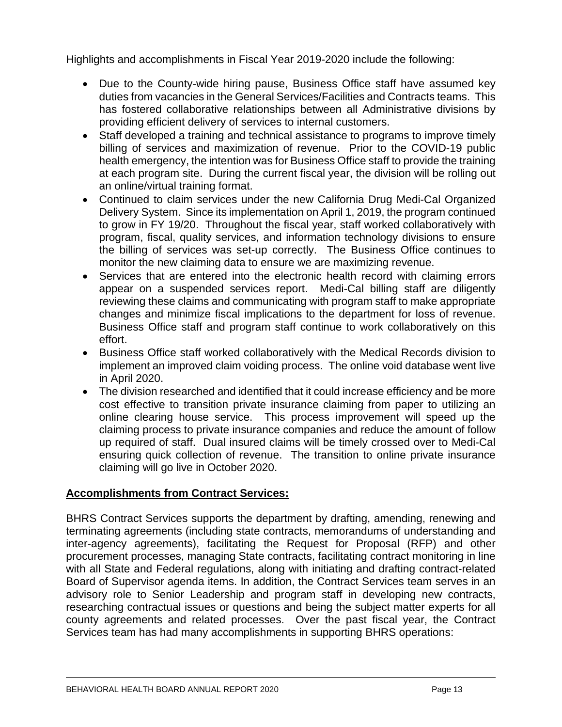Highlights and accomplishments in Fiscal Year 2019-2020 include the following:

- Due to the County-wide hiring pause, Business Office staff have assumed key duties from vacancies in the General Services/Facilities and Contracts teams. This has fostered collaborative relationships between all Administrative divisions by providing efficient delivery of services to internal customers.
- Staff developed a training and technical assistance to programs to improve timely billing of services and maximization of revenue. Prior to the COVID-19 public health emergency, the intention was for Business Office staff to provide the training at each program site. During the current fiscal year, the division will be rolling out an online/virtual training format.
- Continued to claim services under the new California Drug Medi-Cal Organized Delivery System. Since its implementation on April 1, 2019, the program continued to grow in FY 19/20. Throughout the fiscal year, staff worked collaboratively with program, fiscal, quality services, and information technology divisions to ensure the billing of services was set-up correctly. The Business Office continues to monitor the new claiming data to ensure we are maximizing revenue.
- Services that are entered into the electronic health record with claiming errors appear on a suspended services report. Medi-Cal billing staff are diligently reviewing these claims and communicating with program staff to make appropriate changes and minimize fiscal implications to the department for loss of revenue. Business Office staff and program staff continue to work collaboratively on this effort.
- Business Office staff worked collaboratively with the Medical Records division to implement an improved claim voiding process. The online void database went live in April 2020.
- The division researched and identified that it could increase efficiency and be more cost effective to transition private insurance claiming from paper to utilizing an online clearing house service. This process improvement will speed up the claiming process to private insurance companies and reduce the amount of follow up required of staff. Dual insured claims will be timely crossed over to Medi-Cal ensuring quick collection of revenue. The transition to online private insurance claiming will go live in October 2020.

**Accomplishments from Contract Services:**

BHRS Contract Services supports the department by drafting, amending, renewing and terminating agreements (including state contracts, memorandums of understanding and inter-agency agreements), facilitating the Request for Proposal (RFP) and other procurement processes, managing State contracts, facilitating contract monitoring in line with all State and Federal regulations, along with initiating and drafting contract-related Board of Supervisor agenda items. In addition, the Contract Services team serves in an advisory role to Senior Leadership and program staff in developing new contracts, researching contractual issues or questions and being the subject matter experts for all county agreements and related processes. Over the past fiscal year, the Contract Services team has had many accomplishments in supporting BHRS operations: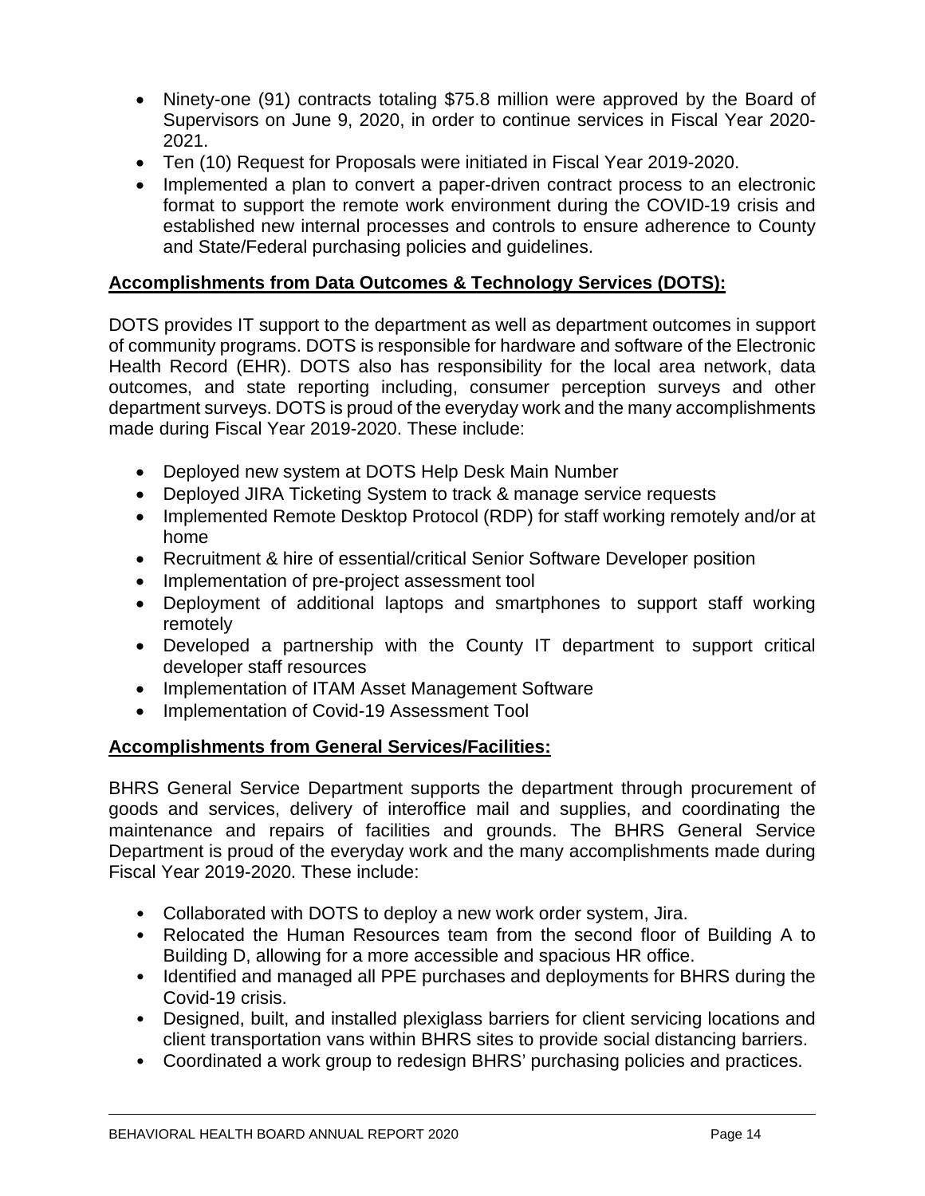- Ninety-one (91) contracts totaling $75.8 million were approved by the Board of Supervisors on June 9, 2020, in order to continue services in Fiscal Year 2020-2021.
- Ten (10) Request for Proposals were initiated in Fiscal Year 2019-2020.
- Implemented a plan to convert a paper-driven contract process to an electronic format to support the remote work environment during the COVID-19 crisis and established new internal processes and controls to ensure adherence to County and State/Federal purchasing policies and guidelines.

**Accomplishments from Data Outcomes & Technology Services (DOTS):**

DOTS provides IT support to the department as well as department outcomes in support of community programs. DOTS is responsible for hardware and software of the Electronic Health Record (EHR). DOTS also has responsibility for the local area network, data outcomes, and state reporting including, consumer perception surveys and other department surveys. DOTS is proud of the everyday work and the many accomplishments made during Fiscal Year 2019-2020. These include:

- Deployed new system at DOTS Help Desk Main Number
- Deployed JIRA Ticketing System to track & manage service requests
- Implemented Remote Desktop Protocol (RDP) for staff working remotely and/or at home
- Recruitment & hire of essential/critical Senior Software Developer position
- Implementation of pre-project assessment tool
- Deployment of additional laptops and smartphones to support staff working remotely
- Developed a partnership with the County IT department to support critical developer staff resources
- Implementation of ITAM Asset Management Software
- Implementation of Covid-19 Assessment Tool

**Accomplishments from General Services/Facilities:**

BHRS General Service Department supports the department through procurement of goods and services, delivery of interoffice mail and supplies, and coordinating the maintenance and repairs of facilities and grounds. The BHRS General Service Department is proud of the everyday work and the many accomplishments made during Fiscal Year 2019-2020. These include:

- Collaborated with DOTS to deploy a new work order system, Jira.
- Relocated the Human Resources team from the second floor of Building A to Building D, allowing for a more accessible and spacious HR office.
- Identified and managed all PPE purchases and deployments for BHRS during the Covid-19 crisis.
- Designed, built, and installed plexiglass barriers for client servicing locations and client transportation vans within BHRS sites to provide social distancing barriers.
- Coordinated a work group to redesign BHRS' purchasing policies and practices.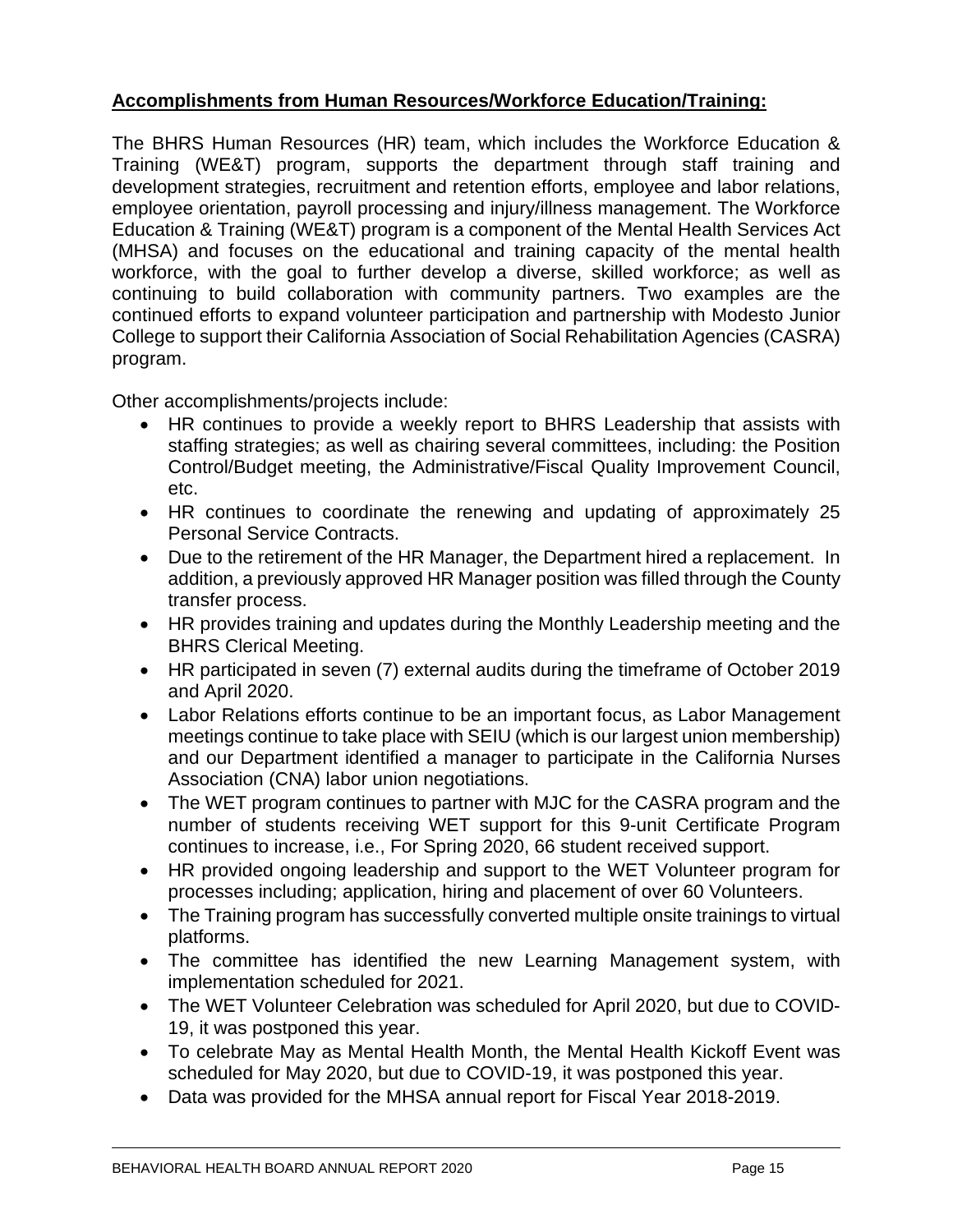**Accomplishments from Human Resources/Workforce Education/Training:**

The BHRS Human Resources (HR) team, which includes the Workforce Education & Training (WE&T) program, supports the department through staff training and development strategies, recruitment and retention efforts, employee and labor relations, employee orientation, payroll processing and injury/illness management. The Workforce Education & Training (WE&T) program is a component of the Mental Health Services Act (MHSA) and focuses on the educational and training capacity of the mental health workforce, with the goal to further develop a diverse, skilled workforce; as well as continuing to build collaboration with community partners. Two examples are the continued efforts to expand volunteer participation and partnership with Modesto Junior College to support their California Association of Social Rehabilitation Agencies (CASRA) program.

Other accomplishments/projects include:

- HR continues to provide a weekly report to BHRS Leadership that assists with staffing strategies; as well as chairing several committees, including: the Position Control/Budget meeting, the Administrative/Fiscal Quality Improvement Council, etc.
- HR continues to coordinate the renewing and updating of approximately 25 Personal Service Contracts.
- Due to the retirement of the HR Manager, the Department hired a replacement. In addition, a previously approved HR Manager position was filled through the County transfer process.
- HR provides training and updates during the Monthly Leadership meeting and the BHRS Clerical Meeting.
- HR participated in seven (7) external audits during the timeframe of October 2019 and April 2020.
- Labor Relations efforts continue to be an important focus, as Labor Management meetings continue to take place with SEIU (which is our largest union membership) and our Department identified a manager to participate in the California Nurses Association (CNA) labor union negotiations.
- The WET program continues to partner with MJC for the CASRA program and the number of students receiving WET support for this 9-unit Certificate Program continues to increase, i.e., For Spring 2020, 66 student received support.
- HR provided ongoing leadership and support to the WET Volunteer program for processes including; application, hiring and placement of over 60 Volunteers.
- The Training program has successfully converted multiple onsite trainings to virtual platforms.
- The committee has identified the new Learning Management system, with implementation scheduled for 2021.
- The WET Volunteer Celebration was scheduled for April 2020, but due to COVID-19, it was postponed this year.
- To celebrate May as Mental Health Month, the Mental Health Kickoff Event was scheduled for May 2020, but due to COVID-19, it was postponed this year.
- Data was provided for the MHSA annual report for Fiscal Year 2018-2019.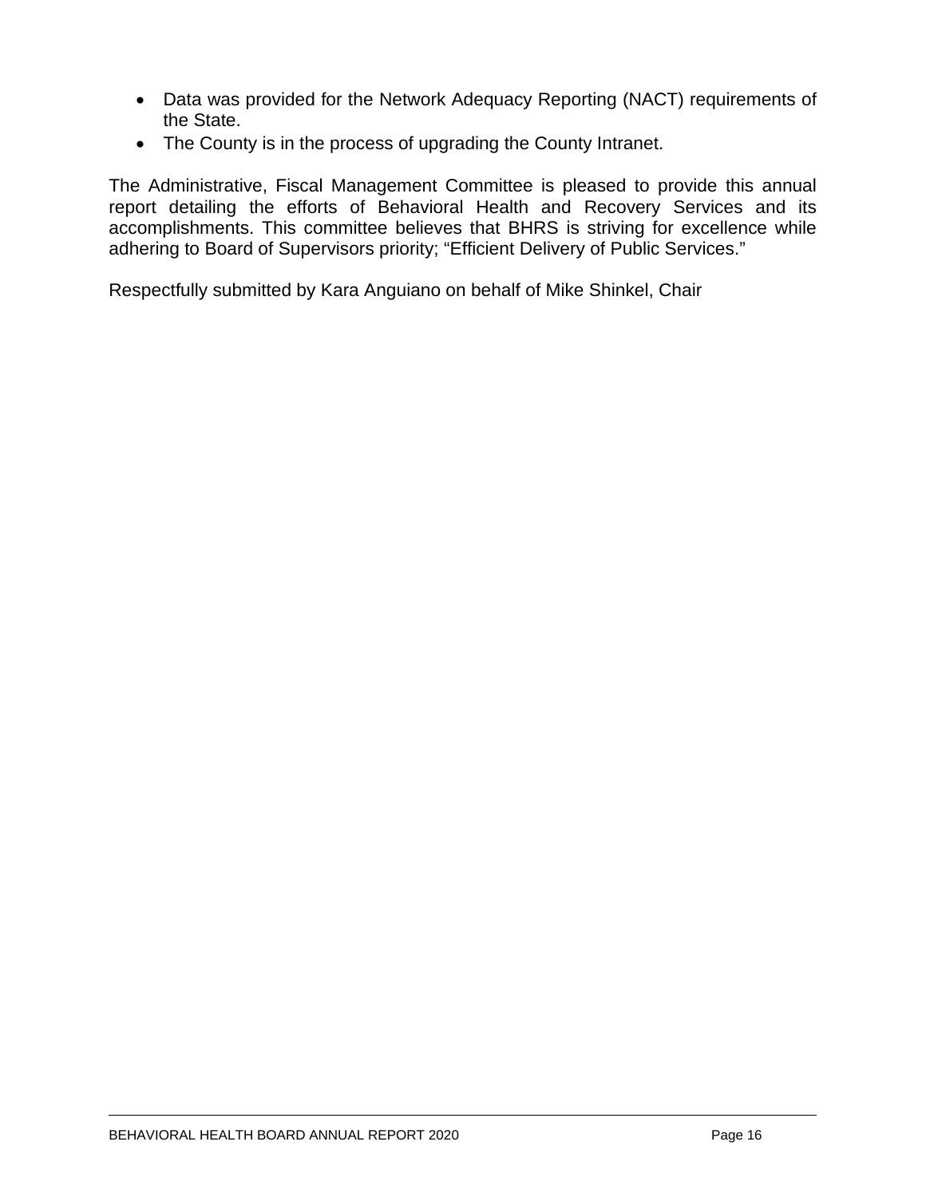- Data was provided for the Network Adequacy Reporting (NACT) requirements of the State.
- The County is in the process of upgrading the County Intranet.

The Administrative, Fiscal Management Committee is pleased to provide this annual report detailing the efforts of Behavioral Health and Recovery Services and its accomplishments. This committee believes that BHRS is striving for excellence while adhering to Board of Supervisors priority; “Efficient Delivery of Public Services.”

Respectfully submitted by Kara Anguiano on behalf of Mike Shinkel, Chair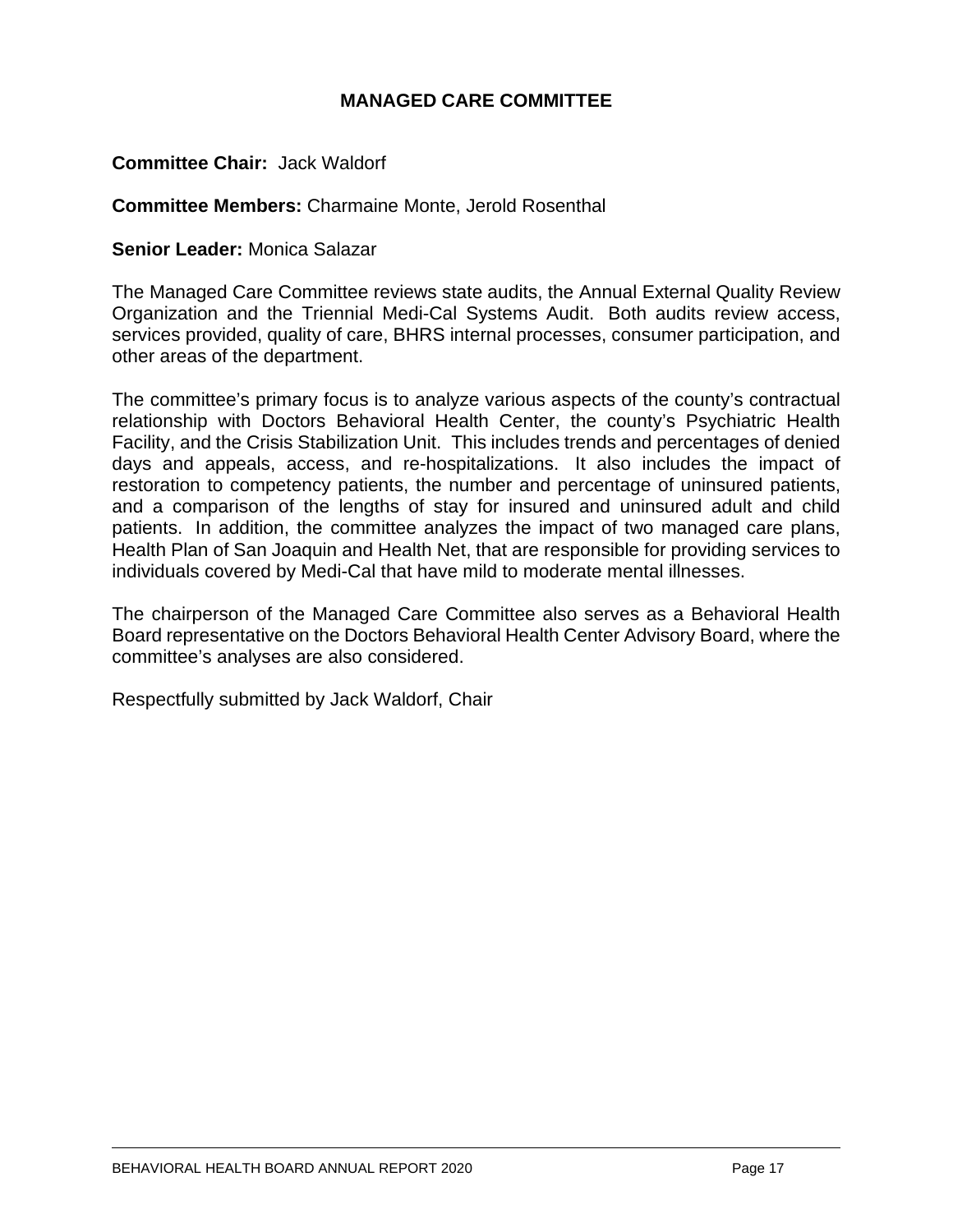## MANAGED CARE COMMITTEE

**Committee Chair:** Jack Waldorf

**Committee Members:** Charmaine Monte, Jerold Rosenthal

**Senior Leader:** Monica Salazar

The Managed Care Committee reviews state audits, the Annual External Quality Review Organization and the Triennial Medi-Cal Systems Audit. Both audits review access, services provided, quality of care, BHRS internal processes, consumer participation, and other areas of the department.

The committee's primary focus is to analyze various aspects of the county's contractual relationship with Doctors Behavioral Health Center, the county's Psychiatric Health Facility, and the Crisis Stabilization Unit. This includes trends and percentages of denied days and appeals, access, and re-hospitalizations. It also includes the impact of restoration to competency patients, the number and percentage of uninsured patients, and a comparison of the lengths of stay for insured and uninsured adult and child patients. In addition, the committee analyzes the impact of two managed care plans, Health Plan of San Joaquin and Health Net, that are responsible for providing services to individuals covered by Medi-Cal that have mild to moderate mental illnesses.

The chairperson of the Managed Care Committee also serves as a Behavioral Health Board representative on the Doctors Behavioral Health Center Advisory Board, where the committee's analyses are also considered.

Respectfully submitted by Jack Waldorf, Chair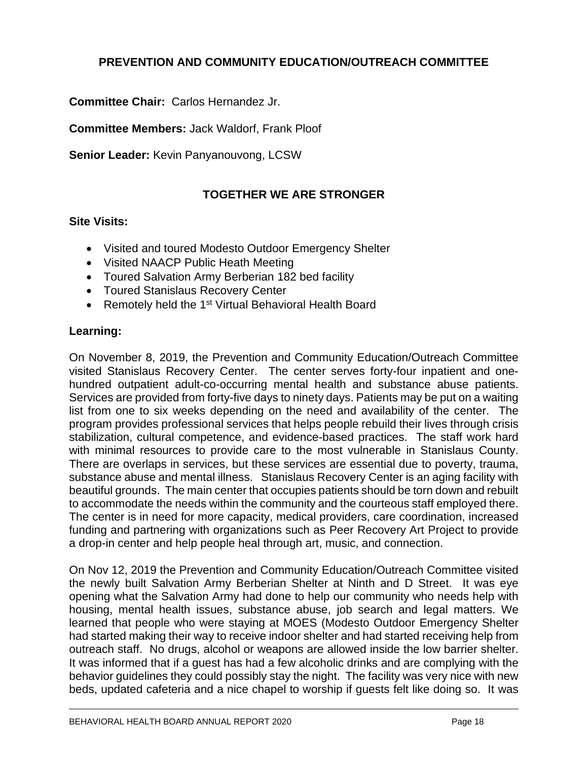## PREVENTION AND COMMUNITY EDUCATION/OUTREACH COMMITTEE

**Committee Chair:** Carlos Hernandez Jr.

**Committee Members:** Jack Waldorf, Frank Ploof

**Senior Leader:** Kevin Panyanouvong, LCSW

### TOGETHER WE ARE STRONGER

**Site Visits:**

- Visited and toured Modesto Outdoor Emergency Shelter
- Visited NAACP Public Heath Meeting
- Toured Salvation Army Berberian 182 bed facility
- Toured Stanislaus Recovery Center
- Remotely held the 1st Virtual Behavioral Health Board

**Learning:**

On November 8, 2019, the Prevention and Community Education/Outreach Committee visited Stanislaus Recovery Center. The center serves forty-four inpatient and one-hundred outpatient adult-co-occurring mental health and substance abuse patients. Services are provided from forty-five days to ninety days. Patients may be put on a waiting list from one to six weeks depending on the need and availability of the center. The program provides professional services that helps people rebuild their lives through crisis stabilization, cultural competence, and evidence-based practices. The staff work hard with minimal resources to provide care to the most vulnerable in Stanislaus County. There are overlaps in services, but these services are essential due to poverty, trauma, substance abuse and mental illness. Stanislaus Recovery Center is an aging facility with beautiful grounds. The main center that occupies patients should be torn down and rebuilt to accommodate the needs within the community and the courteous staff employed there. The center is in need for more capacity, medical providers, care coordination, increased funding and partnering with organizations such as Peer Recovery Art Project to provide a drop-in center and help people heal through art, music, and connection.

On Nov 12, 2019 the Prevention and Community Education/Outreach Committee visited the newly built Salvation Army Berberian Shelter at Ninth and D Street. It was eye opening what the Salvation Army had done to help our community who needs help with housing, mental health issues, substance abuse, job search and legal matters. We learned that people who were staying at MOES (Modesto Outdoor Emergency Shelter had started making their way to receive indoor shelter and had started receiving help from outreach staff. No drugs, alcohol or weapons are allowed inside the low barrier shelter. It was informed that if a guest has had a few alcoholic drinks and are complying with the behavior guidelines they could possibly stay the night. The facility was very nice with new beds, updated cafeteria and a nice chapel to worship if guests felt like doing so. It was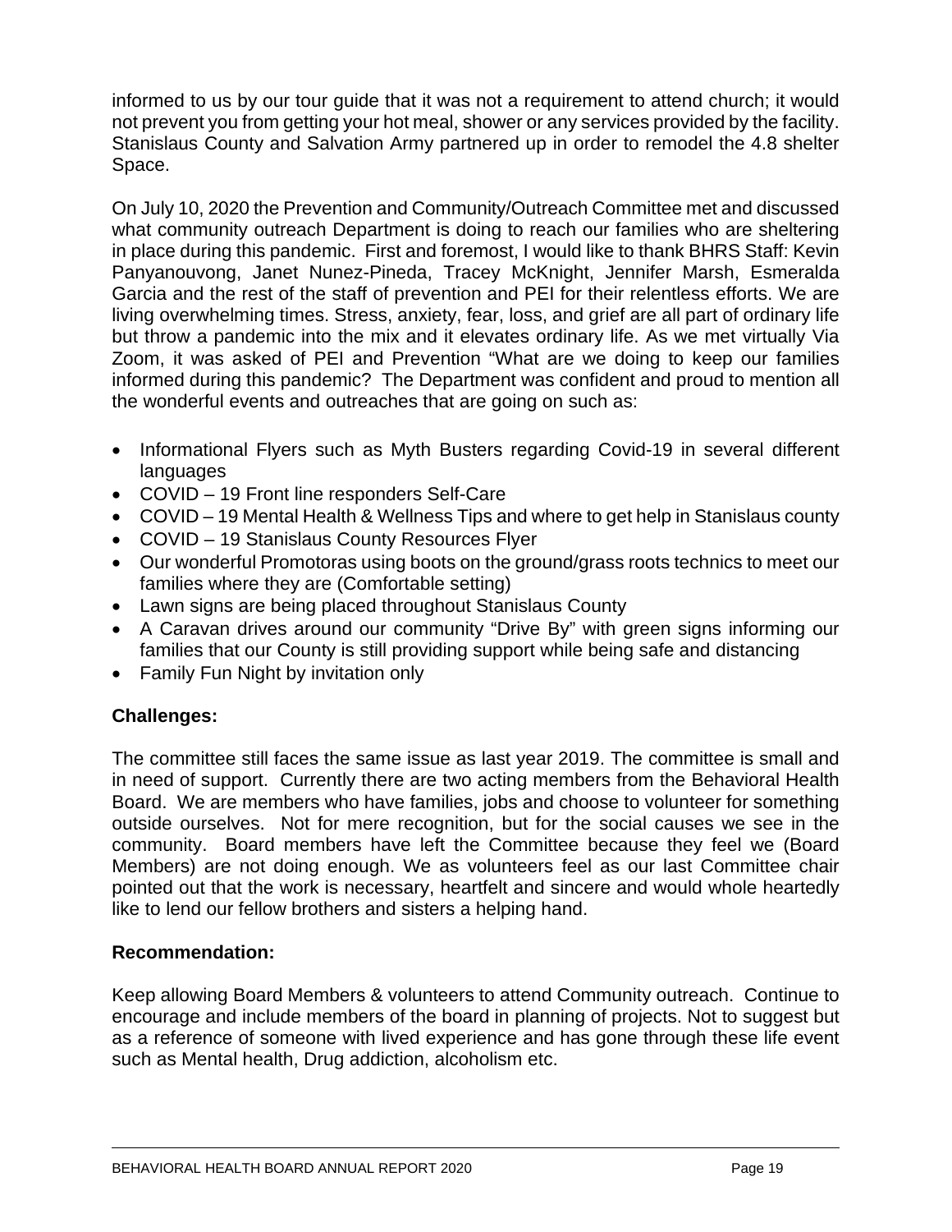informed to us by our tour guide that it was not a requirement to attend church; it would not prevent you from getting your hot meal, shower or any services provided by the facility. Stanislaus County and Salvation Army partnered up in order to remodel the 4.8 shelter Space.

On July 10, 2020 the Prevention and Community/Outreach Committee met and discussed what community outreach Department is doing to reach our families who are sheltering in place during this pandemic. First and foremost, I would like to thank BHRS Staff: Kevin Panyanouvong, Janet Nunez-Pineda, Tracey McKnight, Jennifer Marsh, Esmeralda Garcia and the rest of the staff of prevention and PEI for their relentless efforts. We are living overwhelming times. Stress, anxiety, fear, loss, and grief are all part of ordinary life but throw a pandemic into the mix and it elevates ordinary life. As we met virtually Via Zoom, it was asked of PEI and Prevention "What are we doing to keep our families informed during this pandemic? The Department was confident and proud to mention all the wonderful events and outreaches that are going on such as:

- Informational Flyers such as Myth Busters regarding Covid-19 in several different languages
- COVID – 19 Front line responders Self-Care
- COVID – 19 Mental Health & Wellness Tips and where to get help in Stanislaus county
- COVID – 19 Stanislaus County Resources Flyer
- Our wonderful Promotoras using boots on the ground/grass roots technics to meet our families where they are (Comfortable setting)
- Lawn signs are being placed throughout Stanislaus County
- A Caravan drives around our community "Drive By" with green signs informing our families that our County is still providing support while being safe and distancing
- Family Fun Night by invitation only

### Challenges:

The committee still faces the same issue as last year 2019. The committee is small and in need of support. Currently there are two acting members from the Behavioral Health Board. We are members who have families, jobs and choose to volunteer for something outside ourselves. Not for mere recognition, but for the social causes we see in the community. Board members have left the Committee because they feel we (Board Members) are not doing enough. We as volunteers feel as our last Committee chair pointed out that the work is necessary, heartfelt and sincere and would whole heartedly like to lend our fellow brothers and sisters a helping hand.

### Recommendation:

Keep allowing Board Members & volunteers to attend Community outreach. Continue to encourage and include members of the board in planning of projects. Not to suggest but as a reference of someone with lived experience and has gone through these life event such as Mental health, Drug addiction, alcoholism etc.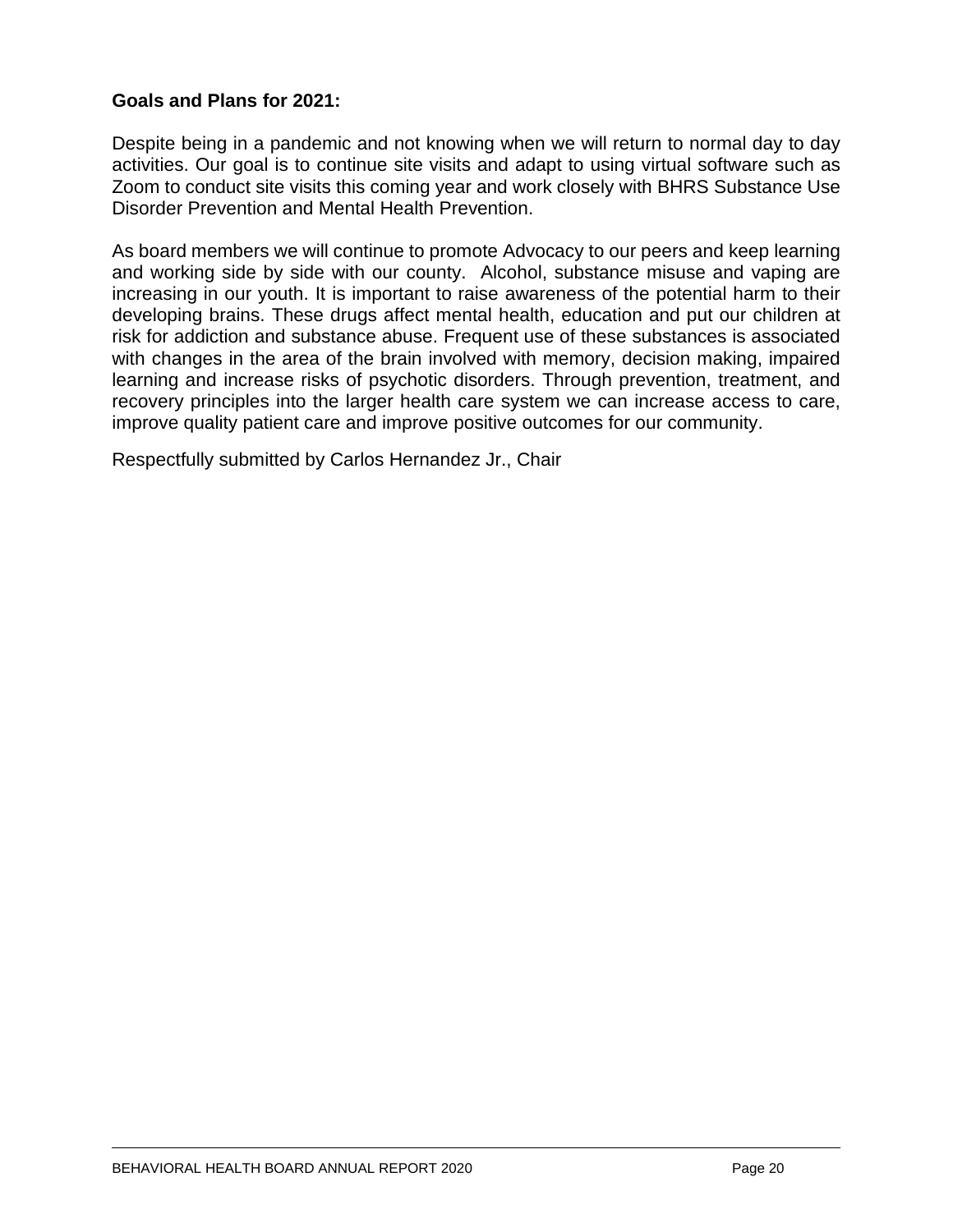**Goals and Plans for 2021:**

Despite being in a pandemic and not knowing when we will return to normal day to day activities. Our goal is to continue site visits and adapt to using virtual software such as Zoom to conduct site visits this coming year and work closely with BHRS Substance Use Disorder Prevention and Mental Health Prevention.

As board members we will continue to promote Advocacy to our peers and keep learning and working side by side with our county. Alcohol, substance misuse and vaping are increasing in our youth. It is important to raise awareness of the potential harm to their developing brains. These drugs affect mental health, education and put our children at risk for addiction and substance abuse. Frequent use of these substances is associated with changes in the area of the brain involved with memory, decision making, impaired learning and increase risks of psychotic disorders. Through prevention, treatment, and recovery principles into the larger health care system we can increase access to care, improve quality patient care and improve positive outcomes for our community.

Respectfully submitted by Carlos Hernandez Jr., Chair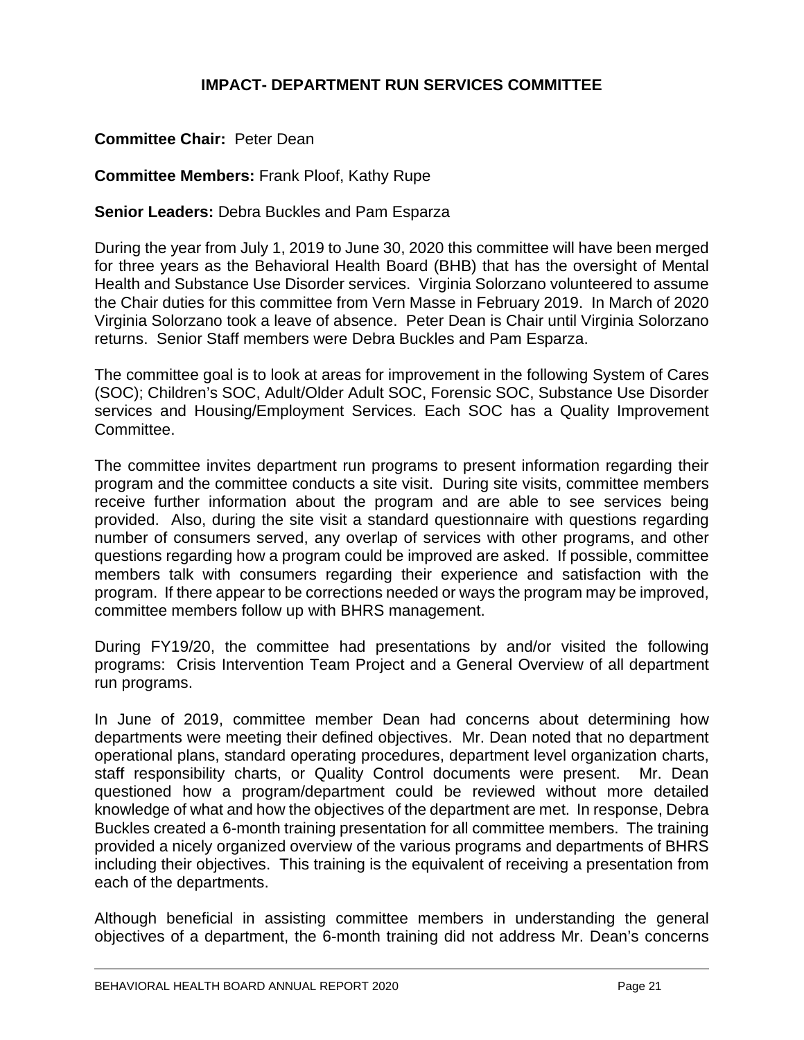## IMPACT- DEPARTMENT RUN SERVICES COMMITTEE

**Committee Chair:** Peter Dean

**Committee Members:** Frank Ploof, Kathy Rupe

**Senior Leaders:** Debra Buckles and Pam Esparza

During the year from July 1, 2019 to June 30, 2020 this committee will have been merged for three years as the Behavioral Health Board (BHB) that has the oversight of Mental Health and Substance Use Disorder services. Virginia Solorzano volunteered to assume the Chair duties for this committee from Vern Masse in February 2019. In March of 2020 Virginia Solorzano took a leave of absence. Peter Dean is Chair until Virginia Solorzano returns. Senior Staff members were Debra Buckles and Pam Esparza.

The committee goal is to look at areas for improvement in the following System of Cares (SOC); Children's SOC, Adult/Older Adult SOC, Forensic SOC, Substance Use Disorder services and Housing/Employment Services. Each SOC has a Quality Improvement Committee.

The committee invites department run programs to present information regarding their program and the committee conducts a site visit. During site visits, committee members receive further information about the program and are able to see services being provided. Also, during the site visit a standard questionnaire with questions regarding number of consumers served, any overlap of services with other programs, and other questions regarding how a program could be improved are asked. If possible, committee members talk with consumers regarding their experience and satisfaction with the program. If there appear to be corrections needed or ways the program may be improved, committee members follow up with BHRS management.

During FY19/20, the committee had presentations by and/or visited the following programs: Crisis Intervention Team Project and a General Overview of all department run programs.

In June of 2019, committee member Dean had concerns about determining how departments were meeting their defined objectives. Mr. Dean noted that no department operational plans, standard operating procedures, department level organization charts, staff responsibility charts, or Quality Control documents were present. Mr. Dean questioned how a program/department could be reviewed without more detailed knowledge of what and how the objectives of the department are met. In response, Debra Buckles created a 6-month training presentation for all committee members. The training provided a nicely organized overview of the various programs and departments of BHRS including their objectives. This training is the equivalent of receiving a presentation from each of the departments.

Although beneficial in assisting committee members in understanding the general objectives of a department, the 6-month training did not address Mr. Dean's concerns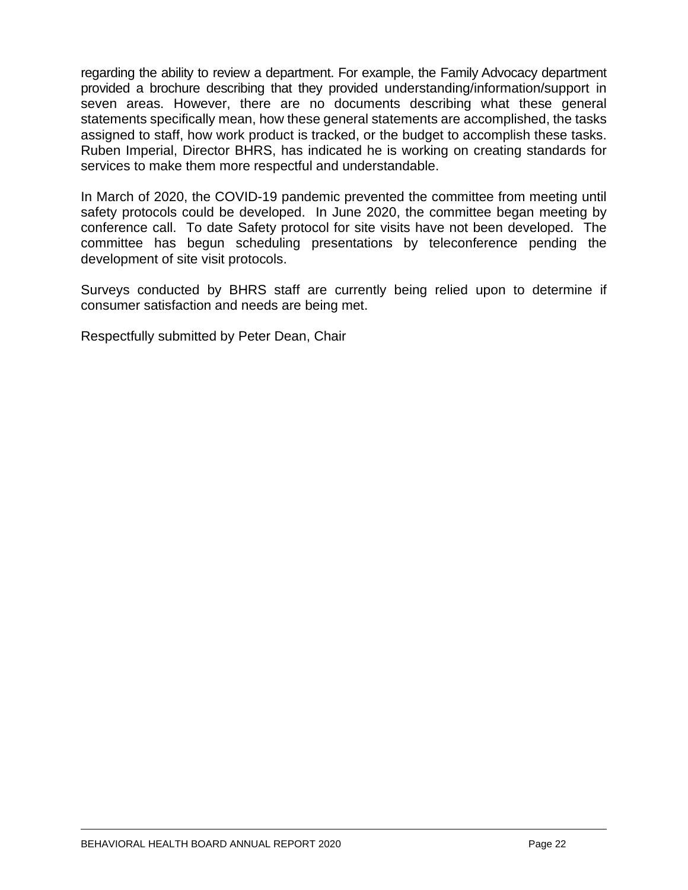regarding the ability to review a department. For example, the Family Advocacy department provided a brochure describing that they provided understanding/information/support in seven areas. However, there are no documents describing what these general statements specifically mean, how these general statements are accomplished, the tasks assigned to staff, how work product is tracked, or the budget to accomplish these tasks. Ruben Imperial, Director BHRS, has indicated he is working on creating standards for services to make them more respectful and understandable.

In March of 2020, the COVID-19 pandemic prevented the committee from meeting until safety protocols could be developed. In June 2020, the committee began meeting by conference call. To date Safety protocol for site visits have not been developed. The committee has begun scheduling presentations by teleconference pending the development of site visit protocols.

Surveys conducted by BHRS staff are currently being relied upon to determine if consumer satisfaction and needs are being met.

Respectfully submitted by Peter Dean, Chair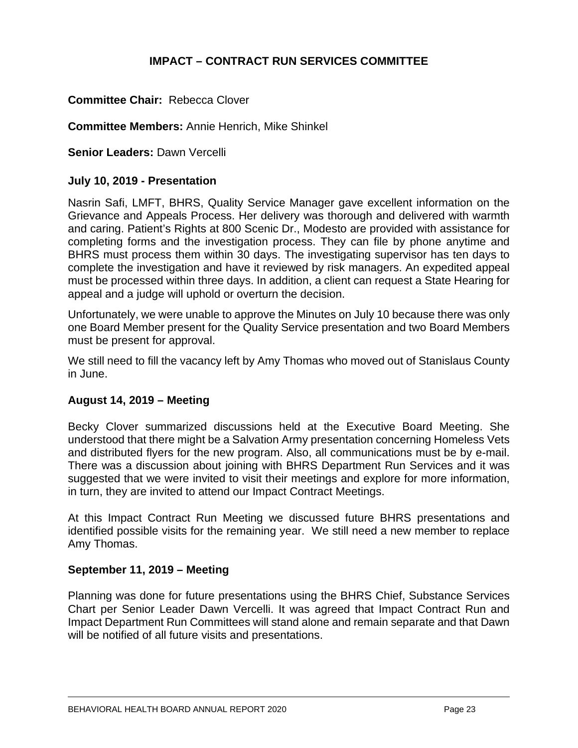## IMPACT – CONTRACT RUN SERVICES COMMITTEE

**Committee Chair:** Rebecca Clover

**Committee Members:** Annie Henrich, Mike Shinkel

**Senior Leaders:** Dawn Vercelli

### July 10, 2019 - Presentation

Nasrin Safi, LMFT, BHRS, Quality Service Manager gave excellent information on the Grievance and Appeals Process. Her delivery was thorough and delivered with warmth and caring. Patient's Rights at 800 Scenic Dr., Modesto are provided with assistance for completing forms and the investigation process. They can file by phone anytime and BHRS must process them within 30 days. The investigating supervisor has ten days to complete the investigation and have it reviewed by risk managers. An expedited appeal must be processed within three days. In addition, a client can request a State Hearing for appeal and a judge will uphold or overturn the decision.

Unfortunately, we were unable to approve the Minutes on July 10 because there was only one Board Member present for the Quality Service presentation and two Board Members must be present for approval.

We still need to fill the vacancy left by Amy Thomas who moved out of Stanislaus County in June.

### August 14, 2019 – Meeting

Becky Clover summarized discussions held at the Executive Board Meeting. She understood that there might be a Salvation Army presentation concerning Homeless Vets and distributed flyers for the new program. Also, all communications must be by e-mail. There was a discussion about joining with BHRS Department Run Services and it was suggested that we were invited to visit their meetings and explore for more information, in turn, they are invited to attend our Impact Contract Meetings.

At this Impact Contract Run Meeting we discussed future BHRS presentations and identified possible visits for the remaining year. We still need a new member to replace Amy Thomas.

### September 11, 2019 – Meeting

Planning was done for future presentations using the BHRS Chief, Substance Services Chart per Senior Leader Dawn Vercelli. It was agreed that Impact Contract Run and Impact Department Run Committees will stand alone and remain separate and that Dawn will be notified of all future visits and presentations.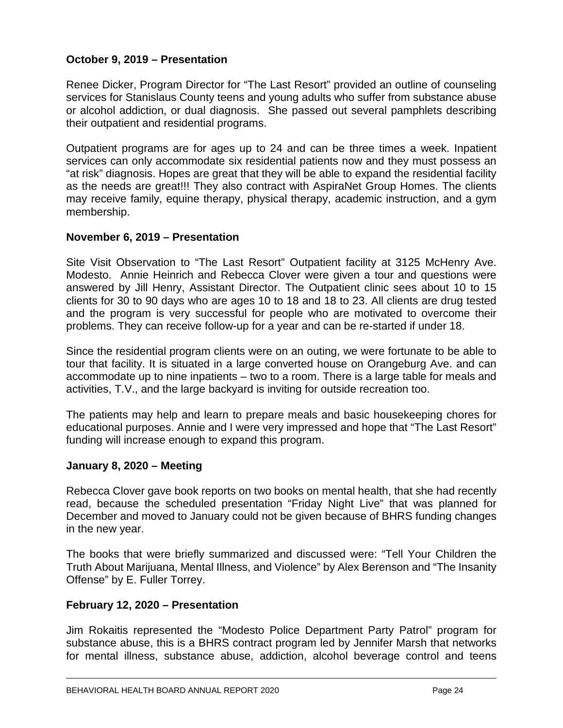**October 9, 2019 – Presentation**

Renee Dicker, Program Director for "The Last Resort" provided an outline of counseling services for Stanislaus County teens and young adults who suffer from substance abuse or alcohol addiction, or dual diagnosis. She passed out several pamphlets describing their outpatient and residential programs.

Outpatient programs are for ages up to 24 and can be three times a week. Inpatient services can only accommodate six residential patients now and they must possess an "at risk" diagnosis. Hopes are great that they will be able to expand the residential facility as the needs are great!!! They also contract with AspiraNet Group Homes. The clients may receive family, equine therapy, physical therapy, academic instruction, and a gym membership.

**November 6, 2019 – Presentation**

Site Visit Observation to "The Last Resort" Outpatient facility at 3125 McHenry Ave. Modesto. Annie Heinrich and Rebecca Clover were given a tour and questions were answered by Jill Henry, Assistant Director. The Outpatient clinic sees about 10 to 15 clients for 30 to 90 days who are ages 10 to 18 and 18 to 23. All clients are drug tested and the program is very successful for people who are motivated to overcome their problems. They can receive follow-up for a year and can be re-started if under 18.

Since the residential program clients were on an outing, we were fortunate to be able to tour that facility. It is situated in a large converted house on Orangeburg Ave. and can accommodate up to nine inpatients – two to a room. There is a large table for meals and activities, T.V., and the large backyard is inviting for outside recreation too.

The patients may help and learn to prepare meals and basic housekeeping chores for educational purposes. Annie and I were very impressed and hope that "The Last Resort" funding will increase enough to expand this program.

**January 8, 2020 – Meeting**

Rebecca Clover gave book reports on two books on mental health, that she had recently read, because the scheduled presentation "Friday Night Live" that was planned for December and moved to January could not be given because of BHRS funding changes in the new year.

The books that were briefly summarized and discussed were: "Tell Your Children the Truth About Marijuana, Mental Illness, and Violence" by Alex Berenson and "The Insanity Offense" by E. Fuller Torrey.

**February 12, 2020 – Presentation**

Jim Rokaitis represented the "Modesto Police Department Party Patrol" program for substance abuse, this is a BHRS contract program led by Jennifer Marsh that networks for mental illness, substance abuse, addiction, alcohol beverage control and teens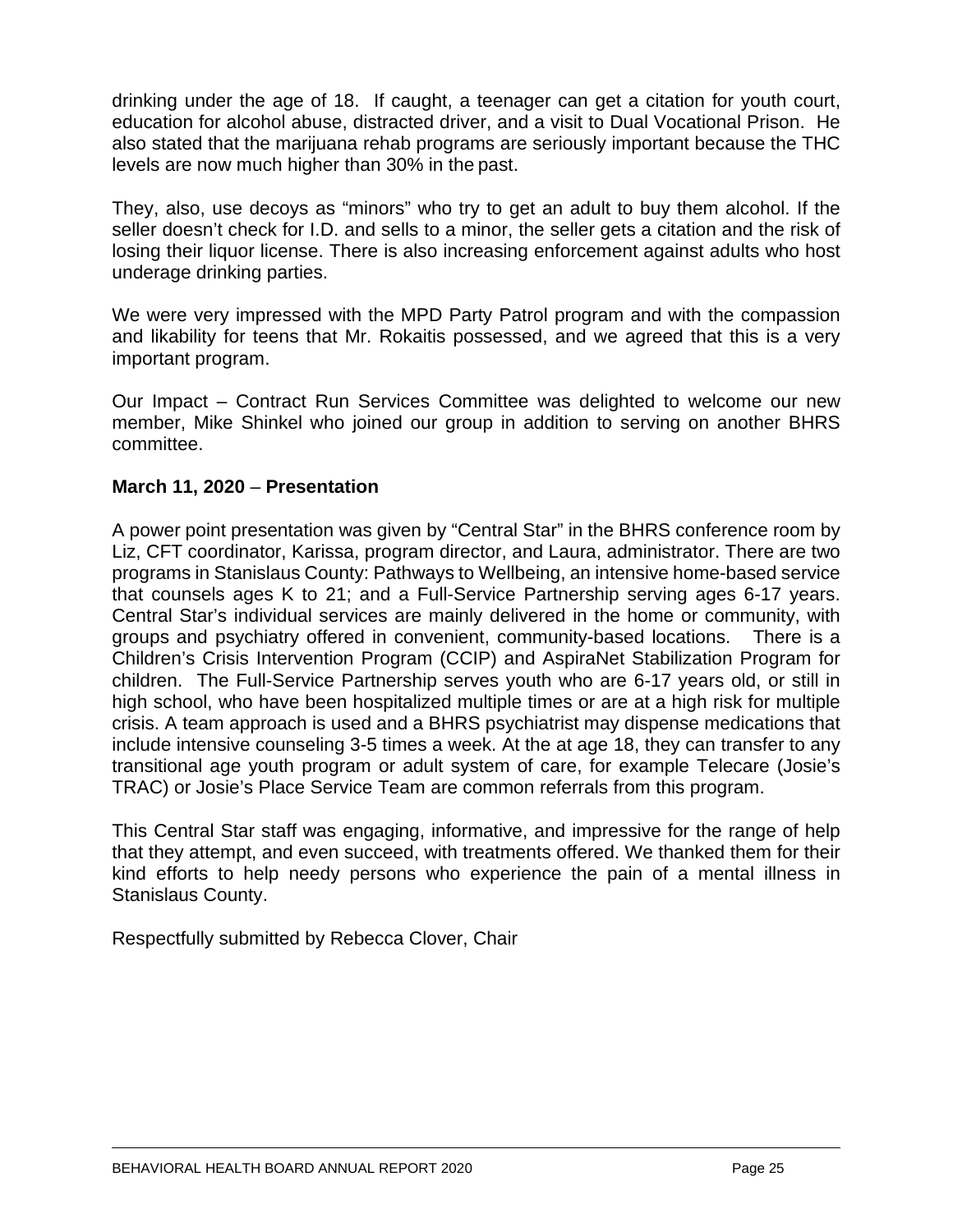drinking under the age of 18. If caught, a teenager can get a citation for youth court, education for alcohol abuse, distracted driver, and a visit to Dual Vocational Prison. He also stated that the marijuana rehab programs are seriously important because the THC levels are now much higher than 30% in the past.

They, also, use decoys as "minors" who try to get an adult to buy them alcohol. If the seller doesn't check for I.D. and sells to a minor, the seller gets a citation and the risk of losing their liquor license. There is also increasing enforcement against adults who host underage drinking parties.

We were very impressed with the MPD Party Patrol program and with the compassion and likability for teens that Mr. Rokaitis possessed, and we agreed that this is a very important program.

Our Impact – Contract Run Services Committee was delighted to welcome our new member, Mike Shinkel who joined our group in addition to serving on another BHRS committee.

**March 11, 2020 – Presentation**

A power point presentation was given by "Central Star" in the BHRS conference room by Liz, CFT coordinator, Karissa, program director, and Laura, administrator. There are two programs in Stanislaus County: Pathways to Wellbeing, an intensive home-based service that counsels ages K to 21; and a Full-Service Partnership serving ages 6-17 years. Central Star's individual services are mainly delivered in the home or community, with groups and psychiatry offered in convenient, community-based locations. There is a Children's Crisis Intervention Program (CCIP) and AspiraNet Stabilization Program for children. The Full-Service Partnership serves youth who are 6-17 years old, or still in high school, who have been hospitalized multiple times or are at a high risk for multiple crisis. A team approach is used and a BHRS psychiatrist may dispense medications that include intensive counseling 3-5 times a week. At the at age 18, they can transfer to any transitional age youth program or adult system of care, for example Telecare (Josie's TRAC) or Josie's Place Service Team are common referrals from this program.

This Central Star staff was engaging, informative, and impressive for the range of help that they attempt, and even succeed, with treatments offered. We thanked them for their kind efforts to help needy persons who experience the pain of a mental illness in Stanislaus County.

Respectfully submitted by Rebecca Clover, Chair